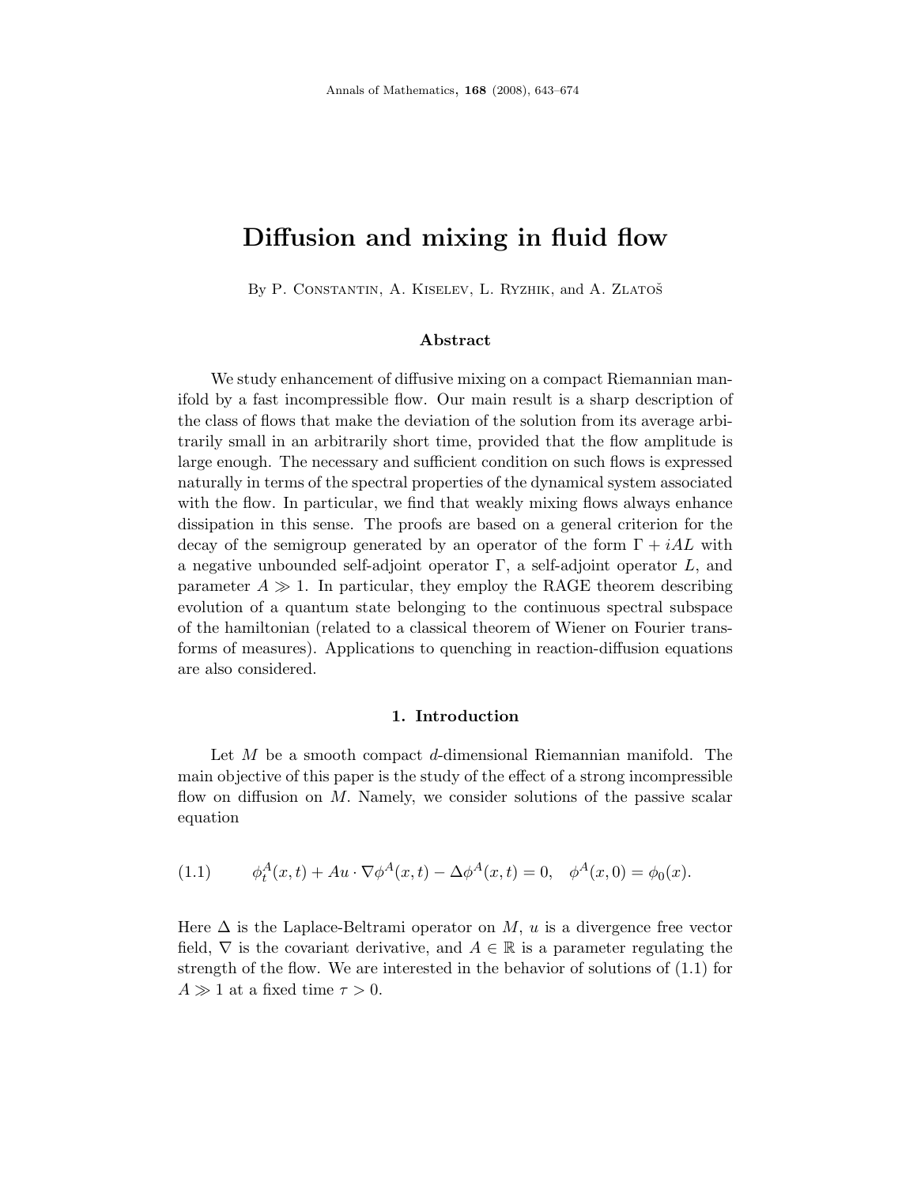# Diffusion and mixing in fluid flow

By P. Constantin, A. Kiselev, L. Ryzhik, and A. Zlatoš

### Abstract

We study enhancement of diffusive mixing on a compact Riemannian manifold by a fast incompressible flow. Our main result is a sharp description of the class of flows that make the deviation of the solution from its average arbitrarily small in an arbitrarily short time, provided that the flow amplitude is large enough. The necessary and sufficient condition on such flows is expressed naturally in terms of the spectral properties of the dynamical system associated with the flow. In particular, we find that weakly mixing flows always enhance dissipation in this sense. The proofs are based on a general criterion for the decay of the semigroup generated by an operator of the form $\Gamma + iAL$ with a negative unbounded self-adjoint operator $\Gamma$, a self-adjoint operator $L$, and parameter $A \gg 1$. In particular, they employ the RAGE theorem describing evolution of a quantum state belonging to the continuous spectral subspace of the hamiltonian (related to a classical theorem of Wiener on Fourier transforms of measures). Applications to quenching in reaction-diffusion equations are also considered.

## 1. Introduction

Let $M$ be a smooth compact $d$-dimensional Riemannian manifold. The main objective of this paper is the study of the effect of a strong incompressible flow on diffusion on $M$. Namely, we consider solutions of the passive scalar equation

$$\phi_t^A(x,t) + Au \cdot \nabla \phi^A(x,t) - \Delta \phi^A(x,t) = 0, \quad \phi^A(x,0) = \phi_0(x). \tag{1.1}$$

Here $\Delta$ is the Laplace-Beltrami operator on $M$, $u$ is a divergence free vector field, $\nabla$ is the covariant derivative, and $A \in \mathbb{R}$ is a parameter regulating the strength of the flow. We are interested in the behavior of solutions of (1.1) for $A \gg 1$ at a fixed time $\tau > 0$.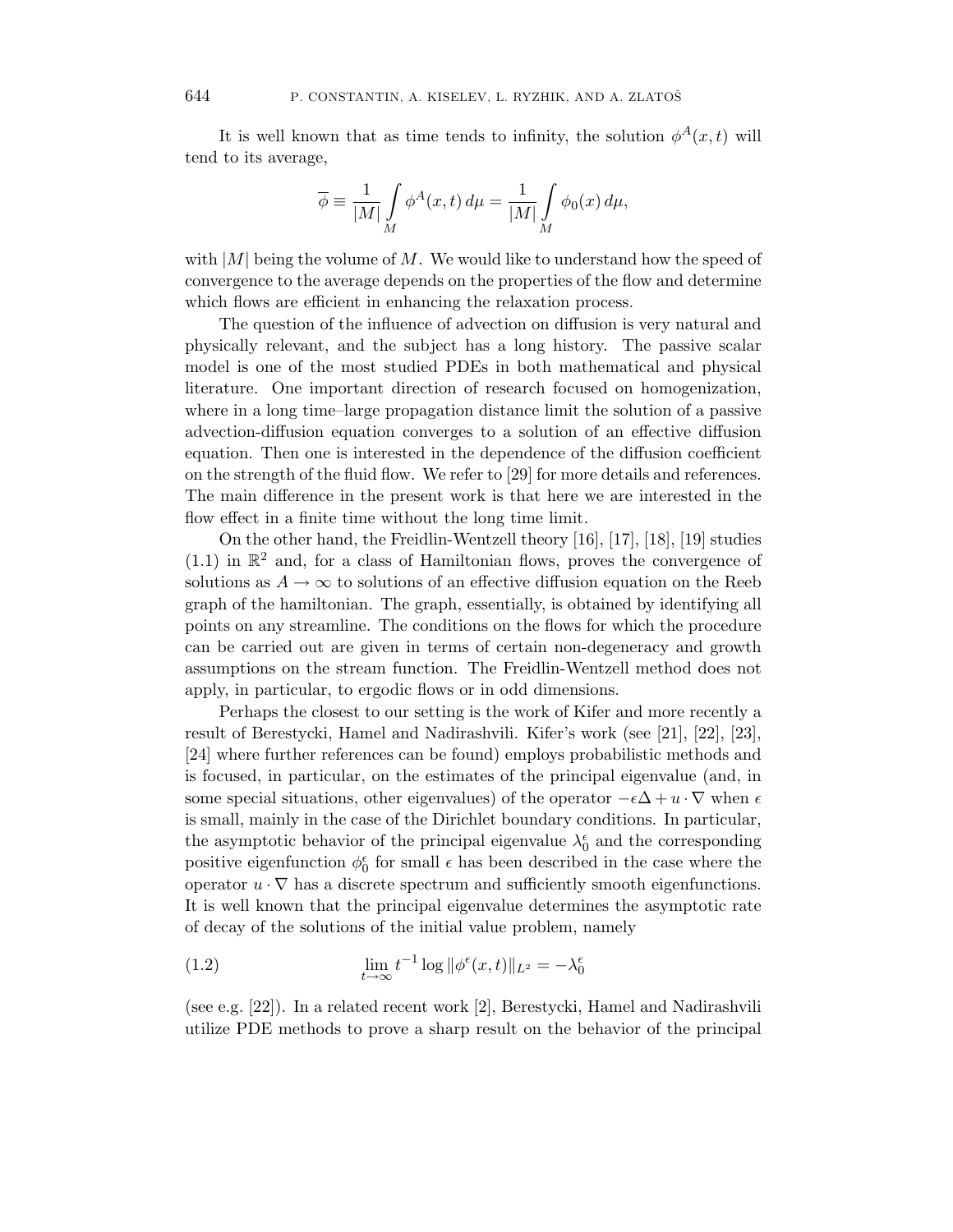It is well known that as time tends to infinity, the solution $\phi^A(x,t)$ will tend to its average,

$$\overline{\phi} \equiv \frac{1}{|M|}\int\limits_M \phi^A(x,t)\,d\mu = \frac{1}{|M|}\int\limits_M \phi_0(x)\,d\mu,$$

with $|M|$ being the volume of $M$. We would like to understand how the speed of convergence to the average depends on the properties of the flow and determine which flows are efficient in enhancing the relaxation process.

The question of the influence of advection on diffusion is very natural and physically relevant, and the subject has a long history. The passive scalar model is one of the most studied PDEs in both mathematical and physical literature. One important direction of research focused on homogenization, where in a long time–large propagation distance limit the solution of a passive advection-diffusion equation converges to a solution of an effective diffusion equation. Then one is interested in the dependence of the diffusion coefficient on the strength of the fluid flow. We refer to [29] for more details and references. The main difference in the present work is that here we are interested in the flow effect in a finite time without the long time limit.

On the other hand, the Freidlin-Wentzell theory [16], [17], [18], [19] studies (1.1) in $\mathbb{R}^2$ and, for a class of Hamiltonian flows, proves the convergence of solutions as $A \to \infty$ to solutions of an effective diffusion equation on the Reeb graph of the hamiltonian. The graph, essentially, is obtained by identifying all points on any streamline. The conditions on the flows for which the procedure can be carried out are given in terms of certain non-degeneracy and growth assumptions on the stream function. The Freidlin-Wentzell method does not apply, in particular, to ergodic flows or in odd dimensions.

Perhaps the closest to our setting is the work of Kifer and more recently a result of Berestycki, Hamel and Nadirashvili. Kifer's work (see [21], [22], [23], [24] where further references can be found) employs probabilistic methods and is focused, in particular, on the estimates of the principal eigenvalue (and, in some special situations, other eigenvalues) of the operator $-\epsilon\Delta + u\cdot\nabla$ when $\epsilon$ is small, mainly in the case of the Dirichlet boundary conditions. In particular, the asymptotic behavior of the principal eigenvalue $\lambda_0^\epsilon$ and the corresponding positive eigenfunction $\phi_0^\epsilon$ for small $\epsilon$ has been described in the case where the operator $u\cdot\nabla$ has a discrete spectrum and sufficiently smooth eigenfunctions. It is well known that the principal eigenvalue determines the asymptotic rate of decay of the solutions of the initial value problem, namely

$$\lim_{t\to\infty} t^{-1}\log\|\phi^\epsilon(x,t)\|_{L^2} = -\lambda_0^\epsilon \tag{1.2}$$

(see e.g. [22]). In a related recent work [2], Berestycki, Hamel and Nadirashvili utilize PDE methods to prove a sharp result on the behavior of the principal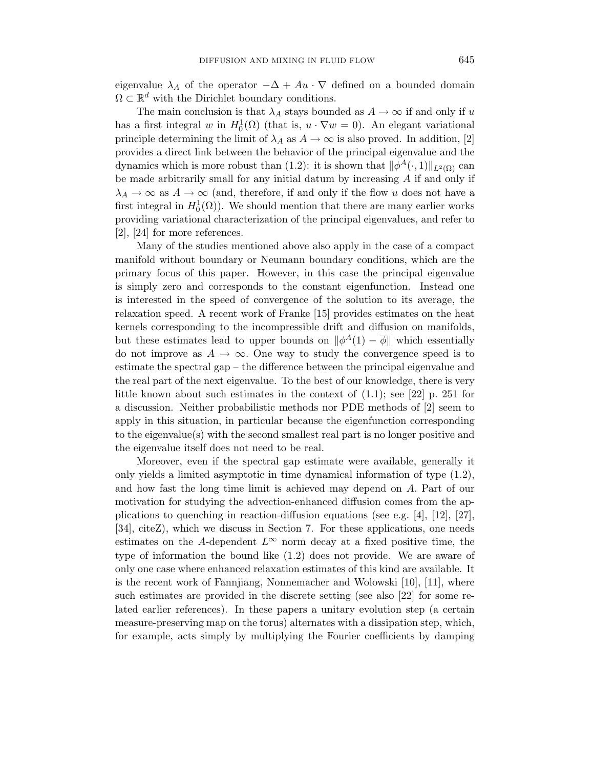eigenvalue $\lambda_A$ of the operator $-\Delta + Au \cdot \nabla$ defined on a bounded domain $\Omega \subset \mathbb{R}^d$ with the Dirichlet boundary conditions.

The main conclusion is that $\lambda_A$ stays bounded as $A \to \infty$ if and only if $u$ has a first integral $w$ in $H_0^1(\Omega)$ (that is, $u \cdot \nabla w = 0$). An elegant variational principle determining the limit of $\lambda_A$ as $A \to \infty$ is also proved. In addition, [2] provides a direct link between the behavior of the principal eigenvalue and the dynamics which is more robust than (1.2): it is shown that $\|\phi^A(\cdot, 1)\|_{L^2(\Omega)}$ can be made arbitrarily small for any initial datum by increasing $A$ if and only if $\lambda_A \to \infty$ as $A \to \infty$ (and, therefore, if and only if the flow $u$ does not have a first integral in $H_0^1(\Omega)$). We should mention that there are many earlier works providing variational characterization of the principal eigenvalues, and refer to [2], [24] for more references.

Many of the studies mentioned above also apply in the case of a compact manifold without boundary or Neumann boundary conditions, which are the primary focus of this paper. However, in this case the principal eigenvalue is simply zero and corresponds to the constant eigenfunction. Instead one is interested in the speed of convergence of the solution to its average, the relaxation speed. A recent work of Franke [15] provides estimates on the heat kernels corresponding to the incompressible drift and diffusion on manifolds, but these estimates lead to upper bounds on $\|\phi^A(1) - \overline{\phi}\|$ which essentially do not improve as $A \to \infty$. One way to study the convergence speed is to estimate the spectral gap – the difference between the principal eigenvalue and the real part of the next eigenvalue. To the best of our knowledge, there is very little known about such estimates in the context of (1.1); see [22] p. 251 for a discussion. Neither probabilistic methods nor PDE methods of [2] seem to apply in this situation, in particular because the eigenfunction corresponding to the eigenvalue(s) with the second smallest real part is no longer positive and the eigenvalue itself does not need to be real.

Moreover, even if the spectral gap estimate were available, generally it only yields a limited asymptotic in time dynamical information of type (1.2), and how fast the long time limit is achieved may depend on $A$. Part of our motivation for studying the advection-enhanced diffusion comes from the applications to quenching in reaction-diffusion equations (see e.g. [4], [12], [27], [34], citeZ), which we discuss in Section 7. For these applications, one needs estimates on the $A$-dependent $L^\infty$ norm decay at a fixed positive time, the type of information the bound like (1.2) does not provide. We are aware of only one case where enhanced relaxation estimates of this kind are available. It is the recent work of Fannjiang, Nonnemacher and Wolowski [10], [11], where such estimates are provided in the discrete setting (see also [22] for some related earlier references). In these papers a unitary evolution step (a certain measure-preserving map on the torus) alternates with a dissipation step, which, for example, acts simply by multiplying the Fourier coefficients by damping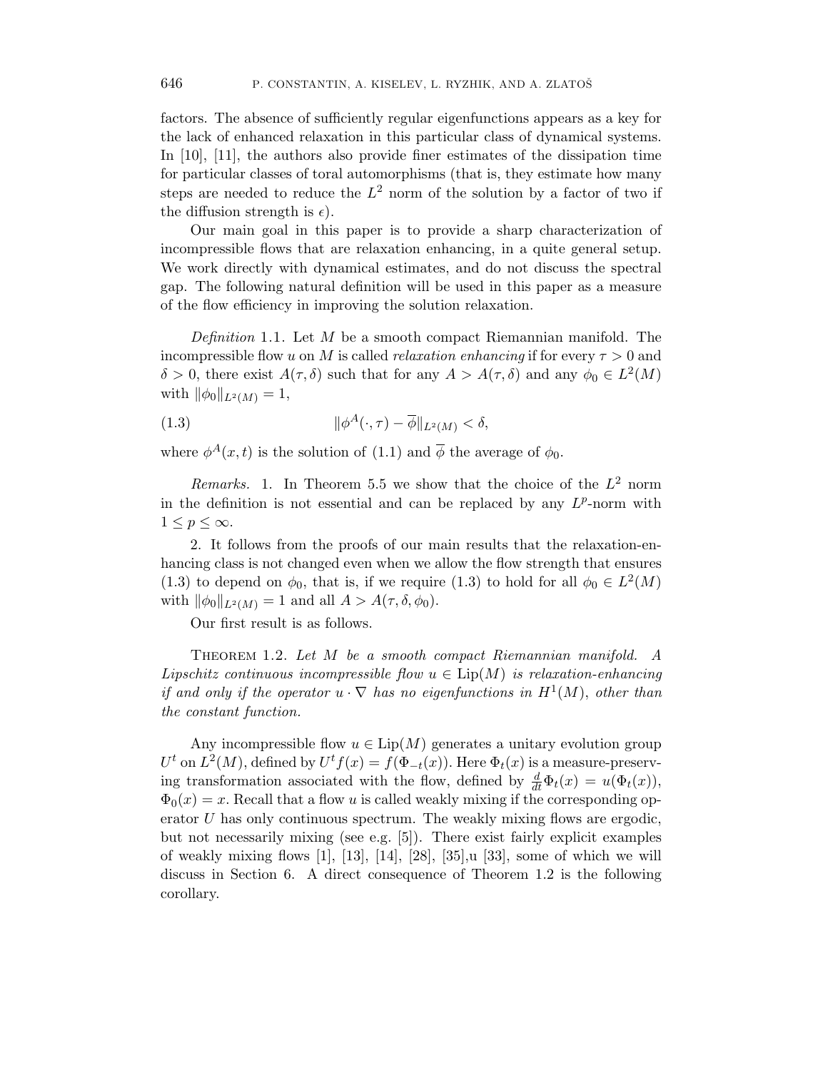factors. The absence of sufficiently regular eigenfunctions appears as a key for the lack of enhanced relaxation in this particular class of dynamical systems. In [10], [11], the authors also provide finer estimates of the dissipation time for particular classes of toral automorphisms (that is, they estimate how many steps are needed to reduce the $L^2$ norm of the solution by a factor of two if the diffusion strength is $\epsilon$).

Our main goal in this paper is to provide a sharp characterization of incompressible flows that are relaxation enhancing, in a quite general setup. We work directly with dynamical estimates, and do not discuss the spectral gap. The following natural definition will be used in this paper as a measure of the flow efficiency in improving the solution relaxation.

*Definition* 1.1. Let $M$ be a smooth compact Riemannian manifold. The incompressible flow $u$ on $M$ is called *relaxation enhancing* if for every $\tau > 0$ and $\delta > 0$, there exist $A(\tau, \delta)$ such that for any $A > A(\tau, \delta)$ and any $\phi_0 \in L^2(M)$ with $\|\phi_0\|_{L^2(M)} = 1$,

$$\|\phi^A(\cdot, \tau) - \overline{\phi}\|_{L^2(M)} < \delta, \tag{1.3}$$

where $\phi^A(x,t)$ is the solution of (1.1) and $\overline{\phi}$ the average of $\phi_0$.

*Remarks.* 1. In Theorem 5.5 we show that the choice of the $L^2$ norm in the definition is not essential and can be replaced by any $L^p$-norm with $1 \leq p \leq \infty$.

2. It follows from the proofs of our main results that the relaxation-enhancing class is not changed even when we allow the flow strength that ensures (1.3) to depend on $\phi_0$, that is, if we require (1.3) to hold for all $\phi_0 \in L^2(M)$ with $\|\phi_0\|_{L^2(M)} = 1$ and all $A > A(\tau, \delta, \phi_0)$.

Our first result is as follows.

Theorem 1.2. *Let $M$ be a smooth compact Riemannian manifold. A Lipschitz continuous incompressible flow $u \in \mathrm{Lip}(M)$ is relaxation-enhancing if and only if the operator $u \cdot \nabla$ has no eigenfunctions in $H^1(M)$, other than the constant function.*

Any incompressible flow $u \in \mathrm{Lip}(M)$ generates a unitary evolution group $U^t$ on $L^2(M)$, defined by $U^t f(x) = f(\Phi_{-t}(x))$. Here $\Phi_t(x)$ is a measure-preserving transformation associated with the flow, defined by $\frac{d}{dt}\Phi_t(x) = u(\Phi_t(x))$, $\Phi_0(x) = x$. Recall that a flow $u$ is called weakly mixing if the corresponding operator $U$ has only continuous spectrum. The weakly mixing flows are ergodic, but not necessarily mixing (see e.g. [5]). There exist fairly explicit examples of weakly mixing flows [1], [13], [14], [28], [35],u [33], some of which we will discuss in Section 6. A direct consequence of Theorem 1.2 is the following corollary.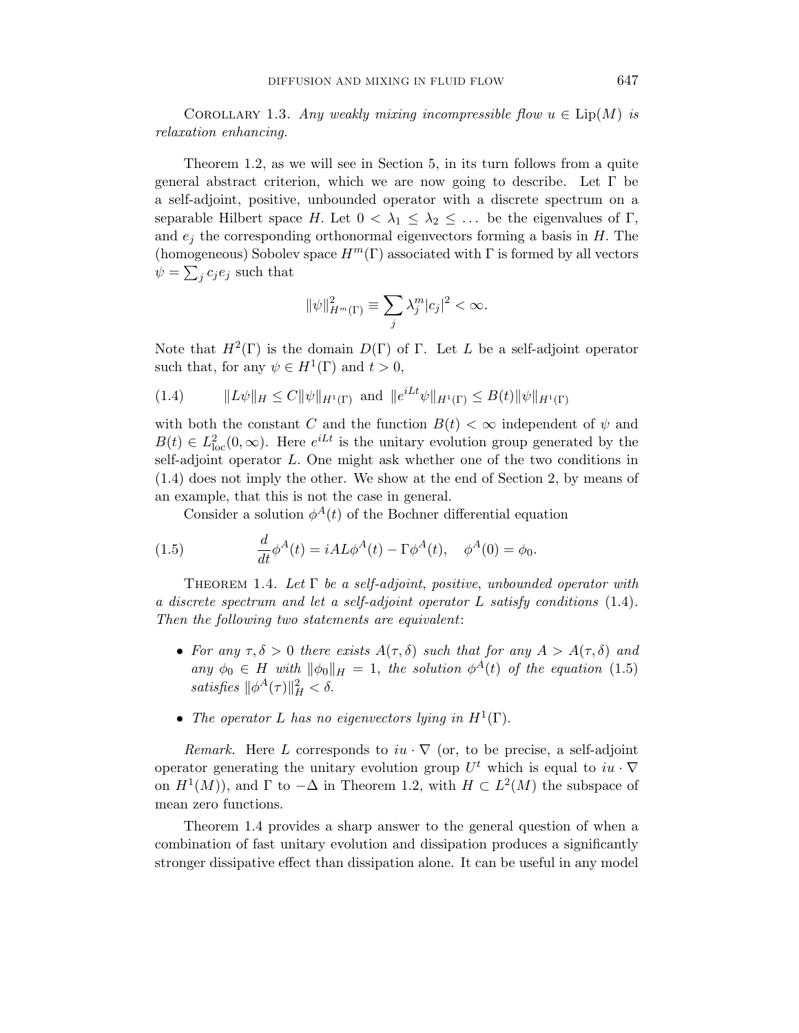Corollary 1.3. *Any weakly mixing incompressible flow $u \in \text{Lip}(M)$ is relaxation enhancing.*

Theorem 1.2, as we will see in Section 5, in its turn follows from a quite general abstract criterion, which we are now going to describe. Let $\Gamma$ be a self-adjoint, positive, unbounded operator with a discrete spectrum on a separable Hilbert space $H$. Let $0 < \lambda_1 \leq \lambda_2 \leq \dots$ be the eigenvalues of $\Gamma$, and $e_j$ the corresponding orthonormal eigenvectors forming a basis in $H$. The (homogeneous) Sobolev space $H^m(\Gamma)$ associated with $\Gamma$ is formed by all vectors $\psi = \sum_j c_j e_j$ such that

$$\|\psi\|^2_{H^m(\Gamma)} \equiv \sum_j \lambda_j^m |c_j|^2 < \infty.$$

Note that $H^2(\Gamma)$ is the domain $D(\Gamma)$ of $\Gamma$. Let $L$ be a self-adjoint operator such that, for any $\psi \in H^1(\Gamma)$ and $t > 0$,

$$\|L\psi\|_H \leq C\|\psi\|_{H^1(\Gamma)} \text{ and } \|e^{iLt}\psi\|_{H^1(\Gamma)} \leq B(t)\|\psi\|_{H^1(\Gamma)} \tag{1.4}$$

with both the constant $C$ and the function $B(t) < \infty$ independent of $\psi$ and $B(t) \in L^2_{\text{loc}}(0, \infty)$. Here $e^{iLt}$ is the unitary evolution group generated by the self-adjoint operator $L$. One might ask whether one of the two conditions in (1.4) does not imply the other. We show at the end of Section 2, by means of an example, that this is not the case in general.

Consider a solution $\phi^A(t)$ of the Bochner differential equation

$$\frac{d}{dt}\phi^A(t) = iAL\phi^A(t) - \Gamma\phi^A(t), \quad \phi^A(0) = \phi_0. \tag{1.5}$$

Theorem 1.4. *Let $\Gamma$ be a self-adjoint, positive, unbounded operator with a discrete spectrum and let a self-adjoint operator $L$ satisfy conditions* (1.4). *Then the following two statements are equivalent*:

- *For any $\tau, \delta > 0$ there exists $A(\tau, \delta)$ such that for any $A > A(\tau, \delta)$ and any $\phi_0 \in H$ with $\|\phi_0\|_H = 1$, the solution $\phi^A(t)$ of the equation* (1.5) *satisfies $\|\phi^A(\tau)\|^2_H < \delta$.*
- *The operator $L$ has no eigenvectors lying in $H^1(\Gamma)$.*

*Remark.* Here $L$ corresponds to $iu \cdot \nabla$ (or, to be precise, a self-adjoint operator generating the unitary evolution group $U^t$ which is equal to $iu \cdot \nabla$ on $H^1(M)$), and $\Gamma$ to $-\Delta$ in Theorem 1.2, with $H \subset L^2(M)$ the subspace of mean zero functions.

Theorem 1.4 provides a sharp answer to the general question of when a combination of fast unitary evolution and dissipation produces a significantly stronger dissipative effect than dissipation alone. It can be useful in any model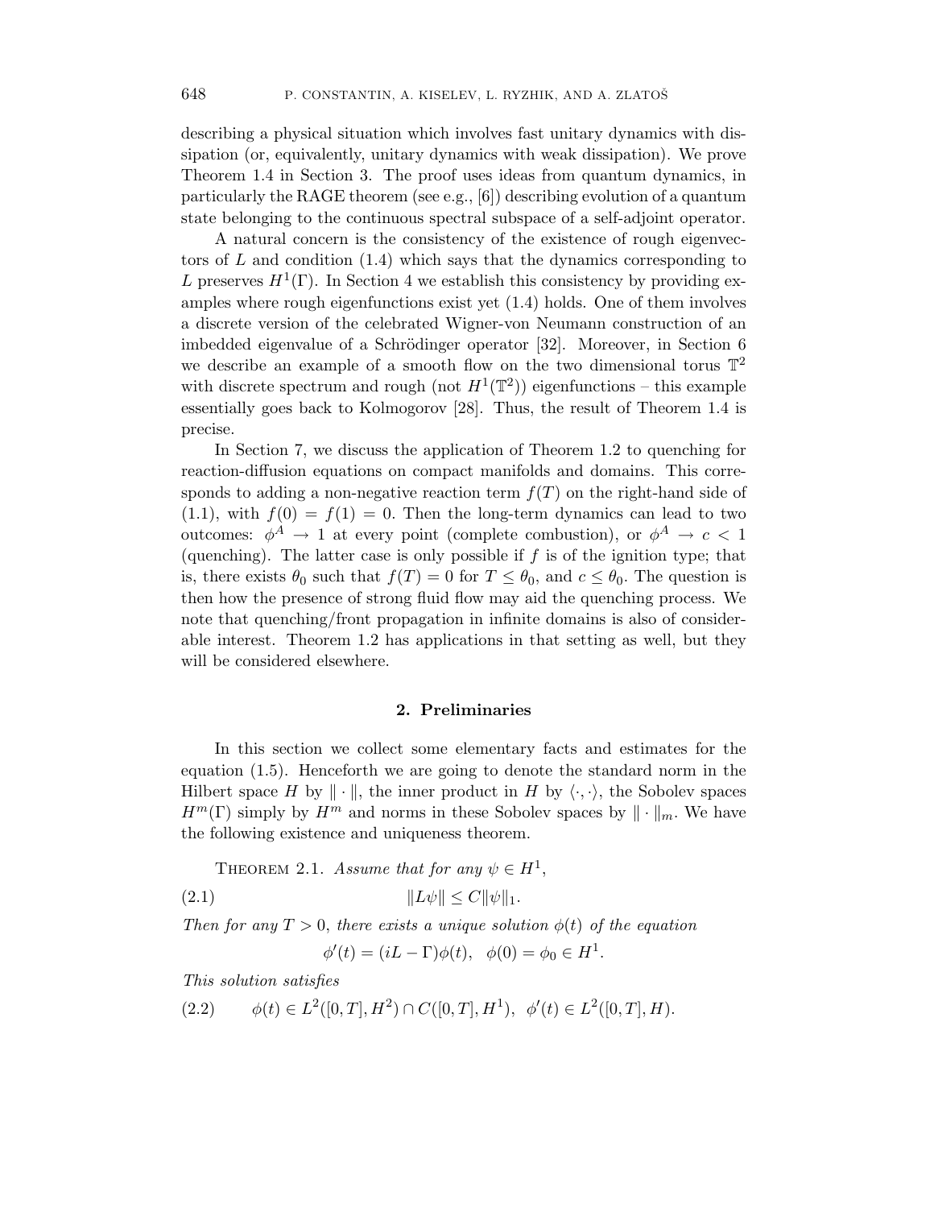describing a physical situation which involves fast unitary dynamics with dissipation (or, equivalently, unitary dynamics with weak dissipation). We prove Theorem 1.4 in Section 3. The proof uses ideas from quantum dynamics, in particularly the RAGE theorem (see e.g., [6]) describing evolution of a quantum state belonging to the continuous spectral subspace of a self-adjoint operator.

A natural concern is the consistency of the existence of rough eigenvectors of $L$ and condition (1.4) which says that the dynamics corresponding to $L$ preserves $H^1(\Gamma)$. In Section 4 we establish this consistency by providing examples where rough eigenfunctions exist yet (1.4) holds. One of them involves a discrete version of the celebrated Wigner-von Neumann construction of an imbedded eigenvalue of a Schrödinger operator [32]. Moreover, in Section 6 we describe an example of a smooth flow on the two dimensional torus $\mathbb{T}^2$ with discrete spectrum and rough (not $H^1(\mathbb{T}^2)$) eigenfunctions – this example essentially goes back to Kolmogorov [28]. Thus, the result of Theorem 1.4 is precise.

In Section 7, we discuss the application of Theorem 1.2 to quenching for reaction-diffusion equations on compact manifolds and domains. This corresponds to adding a non-negative reaction term $f(T)$ on the right-hand side of (1.1), with $f(0) = f(1) = 0$. Then the long-term dynamics can lead to two outcomes: $\phi^A \to 1$ at every point (complete combustion), or $\phi^A \to c < 1$ (quenching). The latter case is only possible if $f$ is of the ignition type; that is, there exists $\theta_0$ such that $f(T) = 0$ for $T \leq \theta_0$, and $c \leq \theta_0$. The question is then how the presence of strong fluid flow may aid the quenching process. We note that quenching/front propagation in infinite domains is also of considerable interest. Theorem 1.2 has applications in that setting as well, but they will be considered elsewhere.

## 2. Preliminaries

In this section we collect some elementary facts and estimates for the equation (1.5). Henceforth we are going to denote the standard norm in the Hilbert space $H$ by $\|\cdot\|$, the inner product in $H$ by $\langle\cdot,\cdot\rangle$, the Sobolev spaces $H^m(\Gamma)$ simply by $H^m$ and norms in these Sobolev spaces by $\|\cdot\|_m$. We have the following existence and uniqueness theorem.

THEOREM 2.1. *Assume that for any* $\psi \in H^1$,

$$\|L\psi\| \leq C\|\psi\|_1. \tag{2.1}$$

*Then for any* $T > 0$, *there exists a unique solution* $\phi(t)$ *of the equation*

$$\phi'(t) = (iL - \Gamma)\phi(t), \quad \phi(0) = \phi_0 \in H^1.$$

*This solution satisfies*

$$\phi(t) \in L^2([0,T], H^2) \cap C([0,T], H^1), \quad \phi'(t) \in L^2([0,T], H). \tag{2.2}$$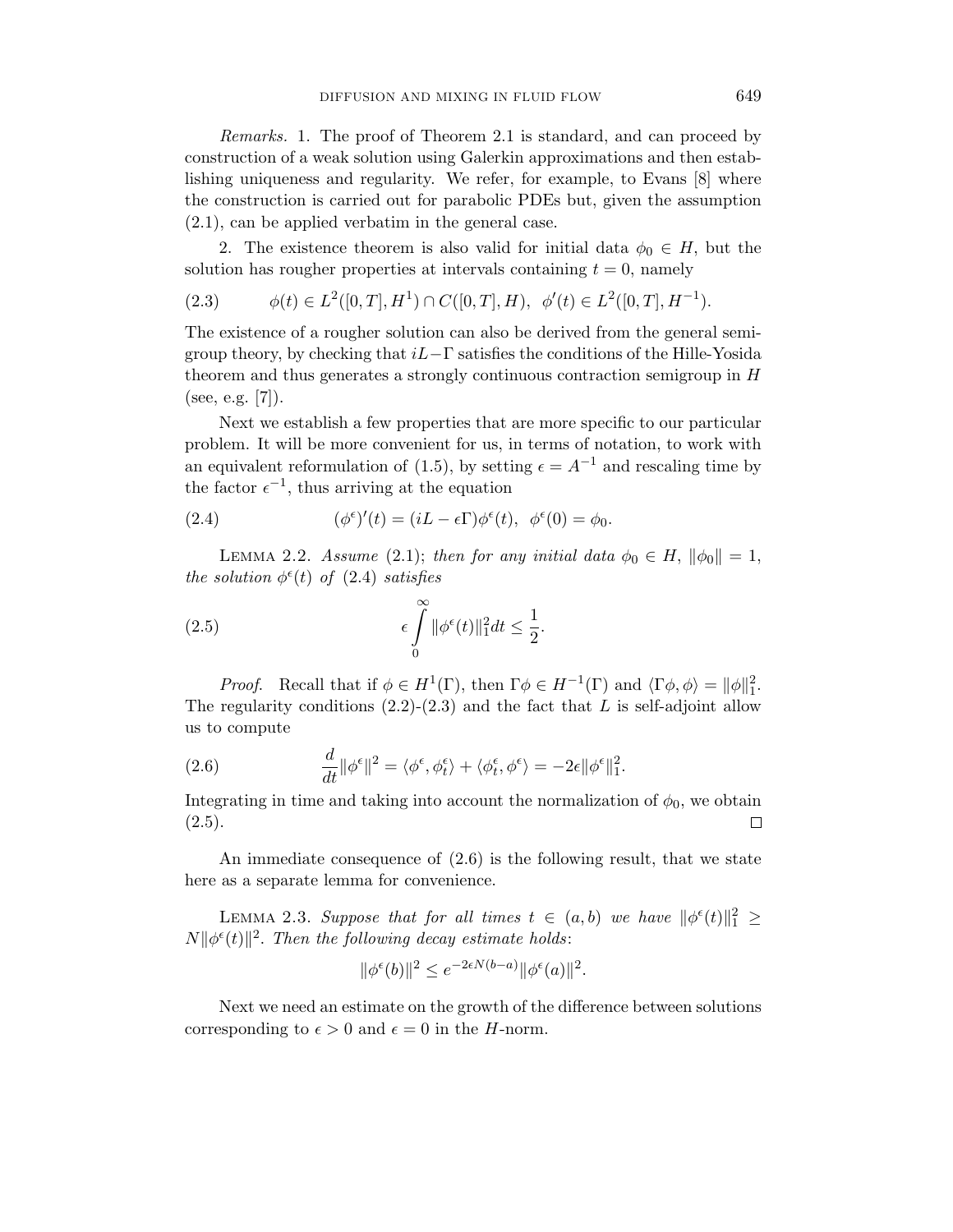*Remarks.* 1. The proof of Theorem 2.1 is standard, and can proceed by construction of a weak solution using Galerkin approximations and then establishing uniqueness and regularity. We refer, for example, to Evans [8] where the construction is carried out for parabolic PDEs but, given the assumption (2.1), can be applied verbatim in the general case.

2. The existence theorem is also valid for initial data $\phi_0 \in H$, but the solution has rougher properties at intervals containing $t = 0$, namely

$$\phi(t) \in L^2([0,T], H^1) \cap C([0,T], H), \;\; \phi'(t) \in L^2([0,T], H^{-1}). \tag{2.3}$$

The existence of a rougher solution can also be derived from the general semigroup theory, by checking that $iL - \Gamma$ satisfies the conditions of the Hille-Yosida theorem and thus generates a strongly continuous contraction semigroup in $H$ (see, e.g. [7]).

Next we establish a few properties that are more specific to our particular problem. It will be more convenient for us, in terms of notation, to work with an equivalent reformulation of (1.5), by setting $\epsilon = A^{-1}$ and rescaling time by the factor $\epsilon^{-1}$, thus arriving at the equation

$$(\phi^\epsilon)'(t) = (iL - \epsilon\Gamma)\phi^\epsilon(t), \;\; \phi^\epsilon(0) = \phi_0. \tag{2.4}$$

LEMMA 2.2. *Assume* (2.1); *then for any initial data* $\phi_0 \in H$, $\|\phi_0\| = 1$, *the solution* $\phi^\epsilon(t)$ *of* (2.4) *satisfies*

$$\epsilon \int_0^\infty \|\phi^\epsilon(t)\|_1^2 dt \leq \frac{1}{2}. \tag{2.5}$$

*Proof.* Recall that if $\phi \in H^1(\Gamma)$, then $\Gamma\phi \in H^{-1}(\Gamma)$ and $\langle \Gamma\phi, \phi \rangle = \|\phi\|_1^2$. The regularity conditions (2.2)-(2.3) and the fact that $L$ is self-adjoint allow us to compute

$$\frac{d}{dt}\|\phi^\epsilon\|^2 = \langle \phi^\epsilon, \phi^\epsilon_t \rangle + \langle \phi^\epsilon_t, \phi^\epsilon \rangle = -2\epsilon\|\phi^\epsilon\|_1^2. \tag{2.6}$$

Integrating in time and taking into account the normalization of $\phi_0$, we obtain (2.5). $\square$

An immediate consequence of (2.6) is the following result, that we state here as a separate lemma for convenience.

LEMMA 2.3. *Suppose that for all times* $t \in (a,b)$ *we have* $\|\phi^\epsilon(t)\|_1^2 \geq N\|\phi^\epsilon(t)\|^2$. *Then the following decay estimate holds*:

$$\|\phi^\epsilon(b)\|^2 \leq e^{-2\epsilon N(b-a)}\|\phi^\epsilon(a)\|^2.$$

Next we need an estimate on the growth of the difference between solutions corresponding to $\epsilon > 0$ and $\epsilon = 0$ in the $H$-norm.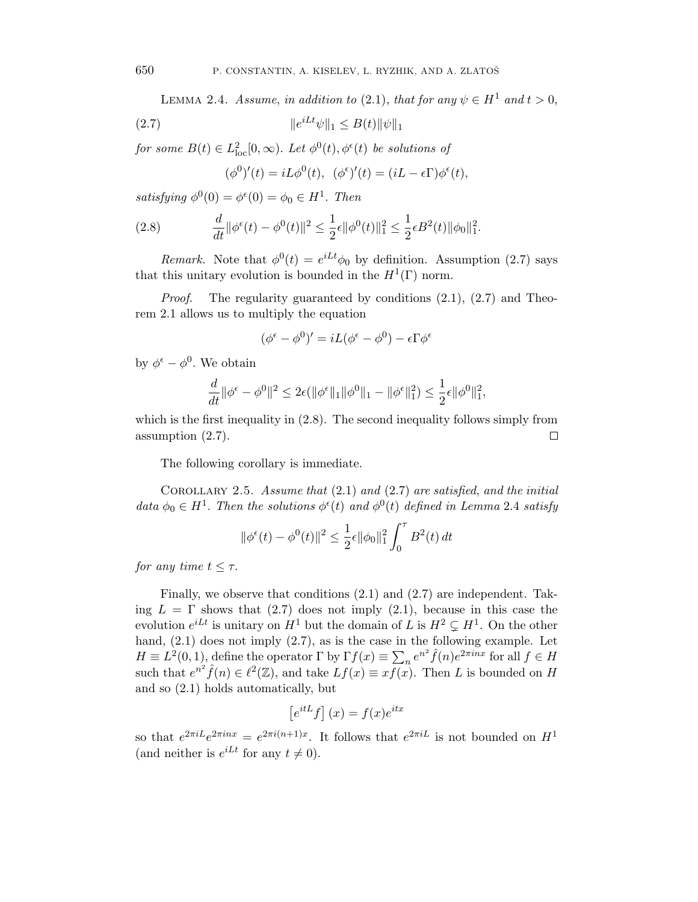Lemma 2.4. *Assume, in addition to* (2.1), *that for any* $\psi \in H^1$ *and* $t > 0$,

$$\|e^{iLt}\psi\|_1 \le B(t)\|\psi\|_1 \tag{2.7}$$

*for some* $B(t) \in L^2_{\mathrm{loc}}[0,\infty)$. *Let* $\phi^0(t), \phi^\epsilon(t)$ *be solutions of*

$$(\phi^0)'(t) = iL\phi^0(t), \;\; (\phi^\epsilon)'(t) = (iL - \epsilon\Gamma)\phi^\epsilon(t),$$

*satisfying* $\phi^0(0) = \phi^\epsilon(0) = \phi_0 \in H^1$. *Then*

$$\frac{d}{dt}\|\phi^\epsilon(t) - \phi^0(t)\|^2 \le \frac{1}{2}\epsilon\|\phi^0(t)\|_1^2 \le \frac{1}{2}\epsilon B^2(t)\|\phi_0\|_1^2. \tag{2.8}$$

*Remark.* Note that $\phi^0(t) = e^{iLt}\phi_0$ by definition. Assumption (2.7) says that this unitary evolution is bounded in the $H^1(\Gamma)$ norm.

*Proof.* The regularity guaranteed by conditions (2.1), (2.7) and Theorem 2.1 allows us to multiply the equation

$$(\phi^\epsilon - \phi^0)' = iL(\phi^\epsilon - \phi^0) - \epsilon\Gamma\phi^\epsilon$$

by $\phi^\epsilon - \phi^0$. We obtain

$$\frac{d}{dt}\|\phi^\epsilon - \phi^0\|^2 \le 2\epsilon(\|\phi^\epsilon\|_1\|\phi^0\|_1 - \|\phi^\epsilon\|_1^2) \le \frac{1}{2}\epsilon\|\phi^0\|_1^2,$$

which is the first inequality in (2.8). The second inequality follows simply from assumption (2.7). $\square$

The following corollary is immediate.

Corollary 2.5. *Assume that* (2.1) *and* (2.7) *are satisfied, and the initial data* $\phi_0 \in H^1$. *Then the solutions* $\phi^\epsilon(t)$ *and* $\phi^0(t)$ *defined in Lemma* 2.4 *satisfy*

$$\|\phi^\epsilon(t) - \phi^0(t)\|^2 \le \frac{1}{2}\epsilon\|\phi_0\|_1^2 \int_0^\tau B^2(t)\,dt$$

*for any time* $t \le \tau$.

Finally, we observe that conditions (2.1) and (2.7) are independent. Taking $L = \Gamma$ shows that (2.7) does not imply (2.1), because in this case the evolution $e^{iLt}$ is unitary on $H^1$ but the domain of $L$ is $H^2 \subsetneq H^1$. On the other hand, (2.1) does not imply (2.7), as is the case in the following example. Let $H \equiv L^2(0,1)$, define the operator $\Gamma$ by $\Gamma f(x) \equiv \sum_n e^{n^2}\hat{f}(n)e^{2\pi inx}$ for all $f \in H$ such that $e^{n^2}\hat{f}(n) \in \ell^2(\mathbb{Z})$, and take $Lf(x) \equiv xf(x)$. Then $L$ is bounded on $H$ and so (2.1) holds automatically, but

$$\left[e^{itL}f\right](x) = f(x)e^{itx}$$

so that $e^{2\pi iL}e^{2\pi inx} = e^{2\pi i(n+1)x}$. It follows that $e^{2\pi iL}$ is not bounded on $H^1$ (and neither is $e^{iLt}$ for any $t \neq 0$).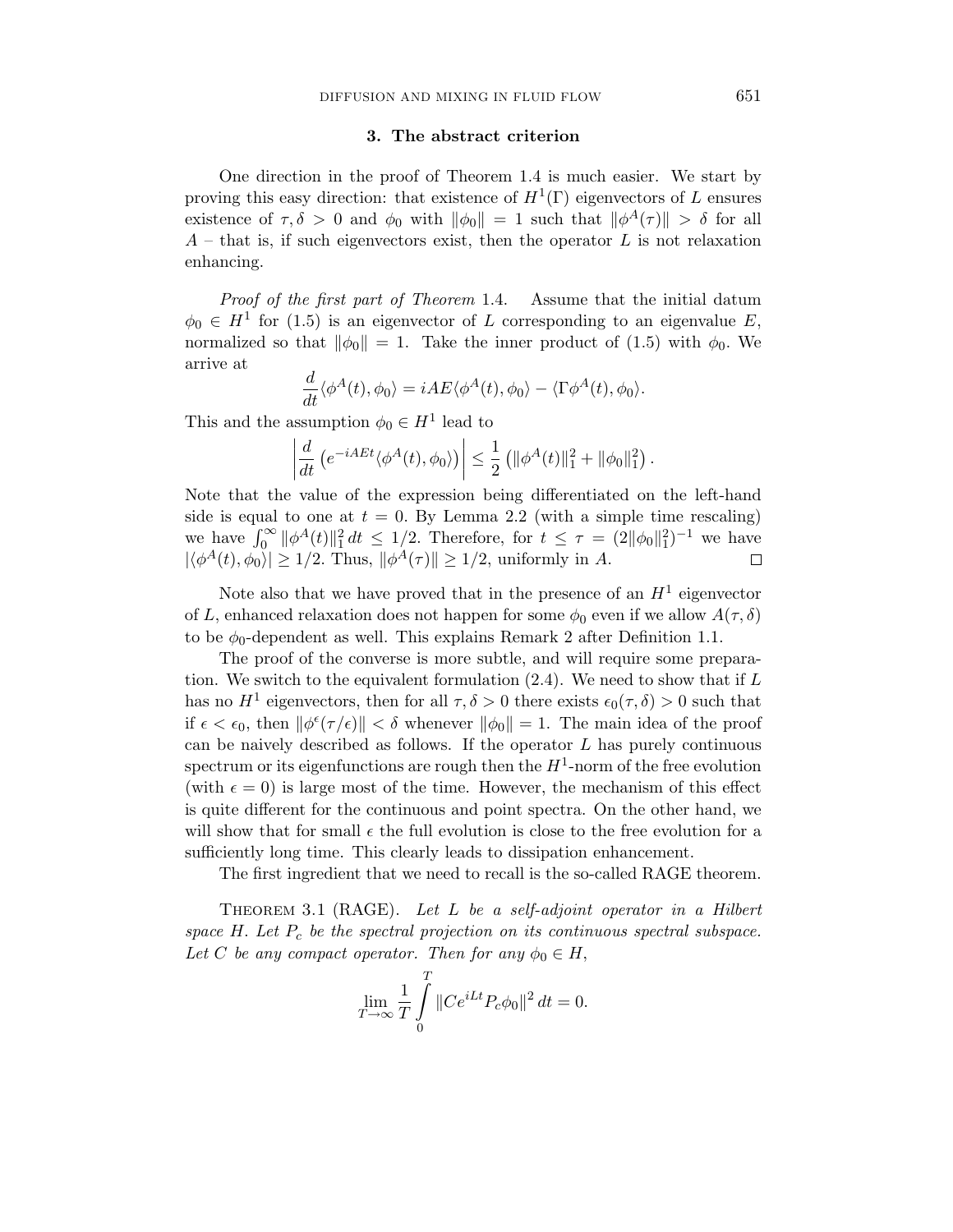## 3. The abstract criterion

One direction in the proof of Theorem 1.4 is much easier. We start by proving this easy direction: that existence of $H^1(\Gamma)$ eigenvectors of $L$ ensures existence of $\tau, \delta > 0$ and $\phi_0$ with $\|\phi_0\| = 1$ such that $\|\phi^A(\tau)\| > \delta$ for all $A$ – that is, if such eigenvectors exist, then the operator $L$ is not relaxation enhancing.

*Proof of the first part of Theorem* 1.4. Assume that the initial datum $\phi_0 \in H^1$ for (1.5) is an eigenvector of $L$ corresponding to an eigenvalue $E$, normalized so that $\|\phi_0\| = 1$. Take the inner product of (1.5) with $\phi_0$. We arrive at

$$\frac{d}{dt}\langle \phi^A(t), \phi_0\rangle = iAE\langle \phi^A(t), \phi_0\rangle - \langle \Gamma\phi^A(t), \phi_0\rangle.$$

This and the assumption $\phi_0 \in H^1$ lead to

$$\left|\frac{d}{dt}\left(e^{-iAEt}\langle \phi^A(t), \phi_0\rangle\right)\right| \leq \frac{1}{2}\left(\|\phi^A(t)\|_1^2 + \|\phi_0\|_1^2\right).$$

Note that the value of the expression being differentiated on the left-hand side is equal to one at $t = 0$. By Lemma 2.2 (with a simple time rescaling) we have $\int_0^\infty \|\phi^A(t)\|_1^2\, dt \leq 1/2$. Therefore, for $t \leq \tau = (2\|\phi_0\|_1^2)^{-1}$ we have $|\langle \phi^A(t), \phi_0\rangle| \geq 1/2$. Thus, $\|\phi^A(\tau)\| \geq 1/2$, uniformly in $A$. $\square$

Note also that we have proved that in the presence of an $H^1$ eigenvector of $L$, enhanced relaxation does not happen for some $\phi_0$ even if we allow $A(\tau, \delta)$ to be $\phi_0$-dependent as well. This explains Remark 2 after Definition 1.1.

The proof of the converse is more subtle, and will require some preparation. We switch to the equivalent formulation (2.4). We need to show that if $L$ has no $H^1$ eigenvectors, then for all $\tau, \delta > 0$ there exists $\epsilon_0(\tau, \delta) > 0$ such that if $\epsilon < \epsilon_0$, then $\|\phi^\epsilon(\tau/\epsilon)\| < \delta$ whenever $\|\phi_0\| = 1$. The main idea of the proof can be naively described as follows. If the operator $L$ has purely continuous spectrum or its eigenfunctions are rough then the $H^1$-norm of the free evolution (with $\epsilon = 0$) is large most of the time. However, the mechanism of this effect is quite different for the continuous and point spectra. On the other hand, we will show that for small $\epsilon$ the full evolution is close to the free evolution for a sufficiently long time. This clearly leads to dissipation enhancement.

The first ingredient that we need to recall is the so-called RAGE theorem.

Theorem 3.1 (RAGE). *Let $L$ be a self-adjoint operator in a Hilbert space $H$. Let $P_c$ be the spectral projection on its continuous spectral subspace. Let $C$ be any compact operator. Then for any $\phi_0 \in H$,*

$$\lim_{T\to\infty} \frac{1}{T}\int_0^T \|Ce^{iLt}P_c\phi_0\|^2\, dt = 0.$$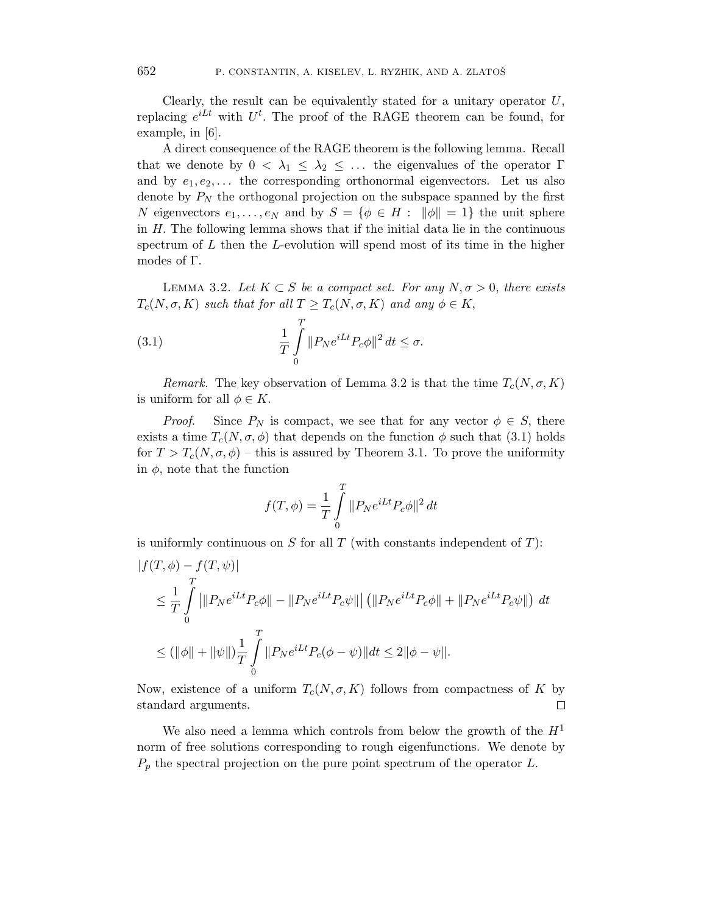Clearly, the result can be equivalently stated for a unitary operator $U$, replacing $e^{iLt}$ with $U^t$. The proof of the RAGE theorem can be found, for example, in [6].

A direct consequence of the RAGE theorem is the following lemma. Recall that we denote by $0 < \lambda_1 \le \lambda_2 \le \dots$ the eigenvalues of the operator $\Gamma$ and by $e_1, e_2, \dots$ the corresponding orthonormal eigenvectors. Let us also denote by $P_N$ the orthogonal projection on the subspace spanned by the first $N$ eigenvectors $e_1, \dots, e_N$ and by $S = \{\phi \in H : \ \|\phi\| = 1\}$ the unit sphere in $H$. The following lemma shows that if the initial data lie in the continuous spectrum of $L$ then the $L$-evolution will spend most of its time in the higher modes of $\Gamma$.

Lemma 3.2. *Let $K \subset S$ be a compact set. For any $N, \sigma > 0$, there exists $T_c(N, \sigma, K)$ such that for all $T \ge T_c(N, \sigma, K)$ and any $\phi \in K$,*

$$\frac{1}{T}\int_0^T \|P_N e^{iLt} P_c \phi\|^2 \, dt \le \sigma. \tag{3.1}$$

*Remark.* The key observation of Lemma 3.2 is that the time $T_c(N, \sigma, K)$ is uniform for all $\phi \in K$.

*Proof.* Since $P_N$ is compact, we see that for any vector $\phi \in S$, there exists a time $T_c(N, \sigma, \phi)$ that depends on the function $\phi$ such that (3.1) holds for $T > T_c(N, \sigma, \phi)$ – this is assured by Theorem 3.1. To prove the uniformity in $\phi$, note that the function

$$f(T, \phi) = \frac{1}{T}\int_0^T \|P_N e^{iLt} P_c \phi\|^2 \, dt$$

is uniformly continuous on $S$ for all $T$ (with constants independent of $T$):

$$\begin{aligned}
&|f(T, \phi) - f(T, \psi)| \\
&\quad \le \frac{1}{T}\int_0^T \big| \|P_N e^{iLt} P_c \phi\| - \|P_N e^{iLt} P_c \psi\| \big| \left( \|P_N e^{iLt} P_c \phi\| + \|P_N e^{iLt} P_c \psi\| \right) \, dt \\
&\quad \le (\|\phi\| + \|\psi\|) \frac{1}{T}\int_0^T \|P_N e^{iLt} P_c (\phi - \psi)\| dt \le 2\|\phi - \psi\|.
\end{aligned}$$

Now, existence of a uniform $T_c(N, \sigma, K)$ follows from compactness of $K$ by standard arguments. $\square$

We also need a lemma which controls from below the growth of the $H^1$ norm of free solutions corresponding to rough eigenfunctions. We denote by $P_p$ the spectral projection on the pure point spectrum of the operator $L$.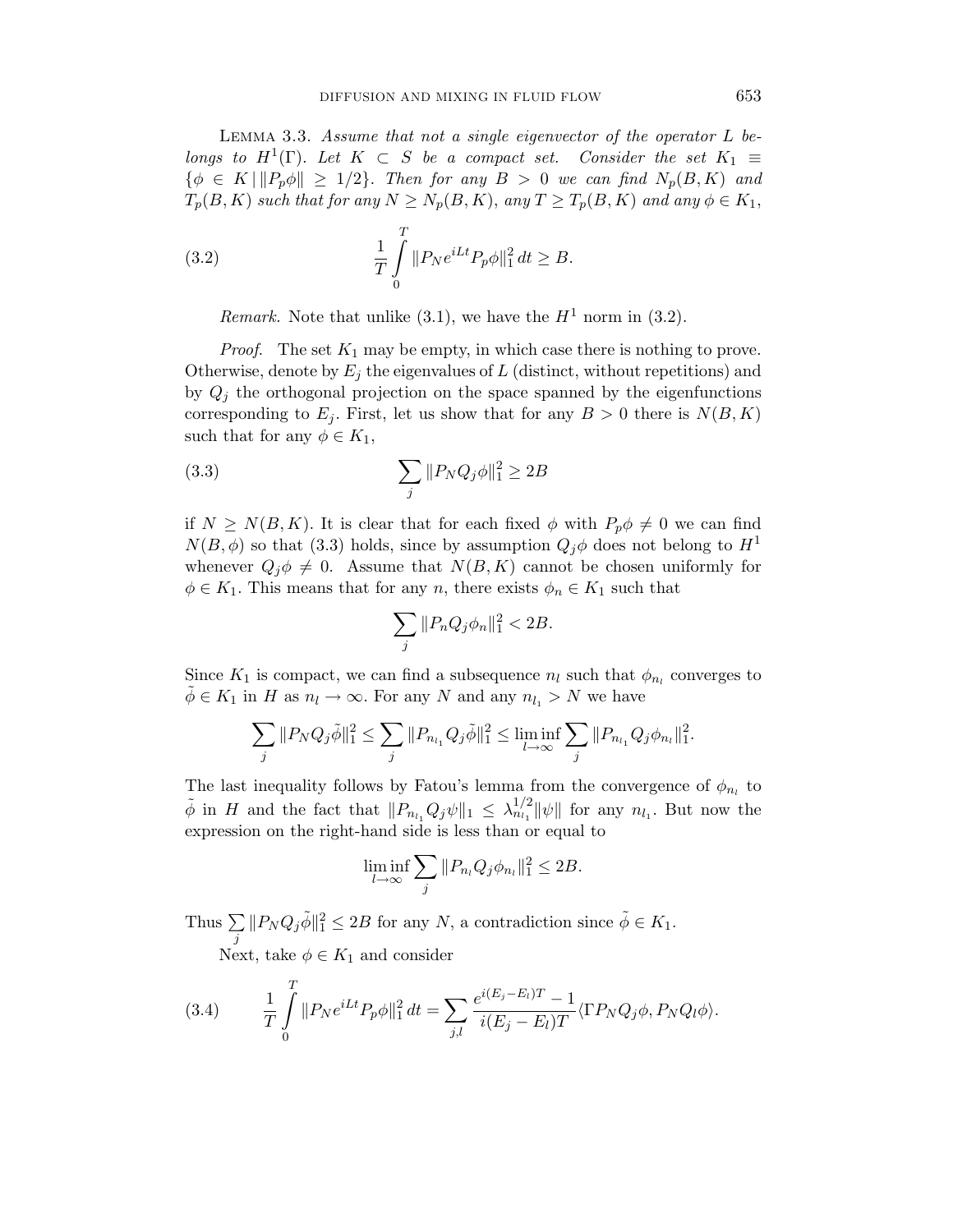**Lemma 3.3.** *Assume that not a single eigenvector of the operator $L$ belongs to $H^1(\Gamma)$. Let $K \subset S$ be a compact set. Consider the set $K_1 \equiv \{\phi \in K \mid \|P_p\phi\| \geq 1/2\}$. Then for any $B > 0$ we can find $N_p(B,K)$ and $T_p(B,K)$ such that for any $N \geq N_p(B,K)$, any $T \geq T_p(B,K)$ and any $\phi \in K_1$,*

$$\frac{1}{T}\int_0^T \|P_N e^{iLt} P_p \phi\|_1^2 \, dt \geq B. \tag{3.2}$$

*Remark.* Note that unlike (3.1), we have the $H^1$ norm in (3.2).

*Proof.* The set $K_1$ may be empty, in which case there is nothing to prove. Otherwise, denote by $E_j$ the eigenvalues of $L$ (distinct, without repetitions) and by $Q_j$ the orthogonal projection on the space spanned by the eigenfunctions corresponding to $E_j$. First, let us show that for any $B > 0$ there is $N(B,K)$ such that for any $\phi \in K_1$,

$$\sum_j \|P_N Q_j \phi\|_1^2 \geq 2B \tag{3.3}$$

if $N \geq N(B,K)$. It is clear that for each fixed $\phi$ with $P_p\phi \neq 0$ we can find $N(B,\phi)$ so that (3.3) holds, since by assumption $Q_j\phi$ does not belong to $H^1$ whenever $Q_j\phi \neq 0$. Assume that $N(B,K)$ cannot be chosen uniformly for $\phi \in K_1$. This means that for any $n$, there exists $\phi_n \in K_1$ such that

$$\sum_j \|P_n Q_j \phi_n\|_1^2 < 2B.$$

Since $K_1$ is compact, we can find a subsequence $n_l$ such that $\phi_{n_l}$ converges to $\tilde{\phi} \in K_1$ in $H$ as $n_l \to \infty$. For any $N$ and any $n_{l_1} > N$ we have

$$\sum_j \|P_N Q_j \tilde{\phi}\|_1^2 \leq \sum_j \|P_{n_{l_1}} Q_j \tilde{\phi}\|_1^2 \leq \liminf_{l \to \infty} \sum_j \|P_{n_{l_1}} Q_j \phi_{n_l}\|_1^2.$$

The last inequality follows by Fatou's lemma from the convergence of $\phi_{n_l}$ to $\tilde{\phi}$ in $H$ and the fact that $\|P_{n_{l_1}} Q_j \psi\|_1 \leq \lambda_{n_{l_1}}^{1/2} \|\psi\|$ for any $n_{l_1}$. But now the expression on the right-hand side is less than or equal to

$$\liminf_{l \to \infty} \sum_j \|P_{n_l} Q_j \phi_{n_l}\|_1^2 \leq 2B.$$

Thus $\sum_j \|P_N Q_j \tilde{\phi}\|_1^2 \leq 2B$ for any $N$, a contradiction since $\tilde{\phi} \in K_1$.

Next, take $\phi \in K_1$ and consider

$$\frac{1}{T}\int_0^T \|P_N e^{iLt} P_p \phi\|_1^2 \, dt = \sum_{j,l} \frac{e^{i(E_j - E_l)T} - 1}{i(E_j - E_l)T} \langle \Gamma P_N Q_j \phi, P_N Q_l \phi \rangle. \tag{3.4}$$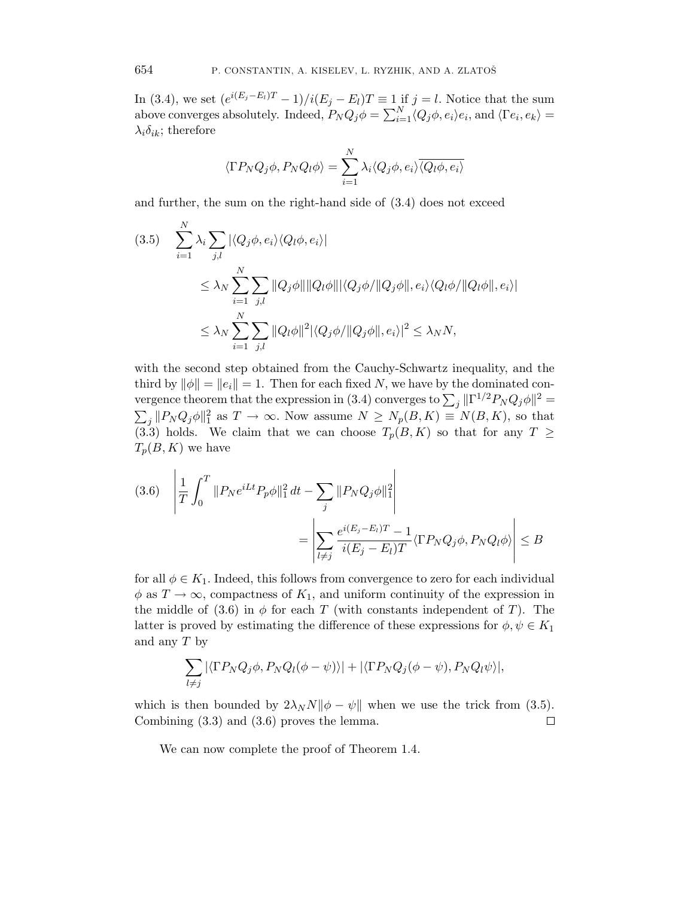In (3.4), we set $(e^{i(E_j-E_l)T}-1)/i(E_j-E_l)T \equiv 1$ if $j=l$. Notice that the sum above converges absolutely. Indeed, $P_NQ_j\phi = \sum_{i=1}^N \langle Q_j\phi, e_i\rangle e_i$, and $\langle \Gamma e_i, e_k\rangle = \lambda_i\delta_{ik}$; therefore

$$\langle \Gamma P_N Q_j\phi, P_N Q_l\phi\rangle = \sum_{i=1}^N \lambda_i \langle Q_j\phi, e_i\rangle \overline{\langle Q_l\phi, e_i\rangle}$$

and further, the sum on the right-hand side of (3.4) does not exceed

$$\begin{aligned}
(3.5)\quad \sum_{i=1}^N \lambda_i \sum_{j,l} |\langle Q_j\phi, e_i\rangle \langle Q_l\phi, e_i\rangle| \\
&\le \lambda_N \sum_{i=1}^N \sum_{j,l} \|Q_j\phi\|\|Q_l\phi\| |\langle Q_j\phi/\|Q_j\phi\|, e_i\rangle \langle Q_l\phi/\|Q_l\phi\|, e_i\rangle| \\
&\le \lambda_N \sum_{i=1}^N \sum_{j,l} \|Q_l\phi\|^2 |\langle Q_j\phi/\|Q_j\phi\|, e_i\rangle|^2 \le \lambda_N N,
\end{aligned}$$

with the second step obtained from the Cauchy-Schwartz inequality, and the third by $\|\phi\| = \|e_i\| = 1$. Then for each fixed $N$, we have by the dominated convergence theorem that the expression in (3.4) converges to $\sum_j \|\Gamma^{1/2}P_NQ_j\phi\|^2 = \sum_j \|P_NQ_j\phi\|_1^2$ as $T\to\infty$. Now assume $N \ge N_p(B,K) \equiv N(B,K)$, so that (3.3) holds. We claim that we can choose $T_p(B,K)$ so that for any $T \ge T_p(B,K)$ we have

$$(3.6)\quad \left| \frac{1}{T}\int_0^T \|P_N e^{iLt}P_p\phi\|_1^2\,dt - \sum_j \|P_NQ_j\phi\|_1^2 \right| = \left| \sum_{l\ne j} \frac{e^{i(E_j-E_l)T}-1}{i(E_j-E_l)T} \langle \Gamma P_NQ_j\phi, P_NQ_l\phi\rangle \right| \le B$$

for all $\phi \in K_1$. Indeed, this follows from convergence to zero for each individual $\phi$ as $T\to\infty$, compactness of $K_1$, and uniform continuity of the expression in the middle of (3.6) in $\phi$ for each $T$ (with constants independent of $T$). The latter is proved by estimating the difference of these expressions for $\phi,\psi \in K_1$ and any $T$ by

$$\sum_{l\ne j} |\langle \Gamma P_NQ_j\phi, P_NQ_l(\phi-\psi)\rangle| + |\langle \Gamma P_NQ_j(\phi-\psi), P_NQ_l\psi\rangle|,$$

which is then bounded by $2\lambda_N N\|\phi-\psi\|$ when we use the trick from (3.5). Combining (3.3) and (3.6) proves the lemma. $\square$

We can now complete the proof of Theorem 1.4.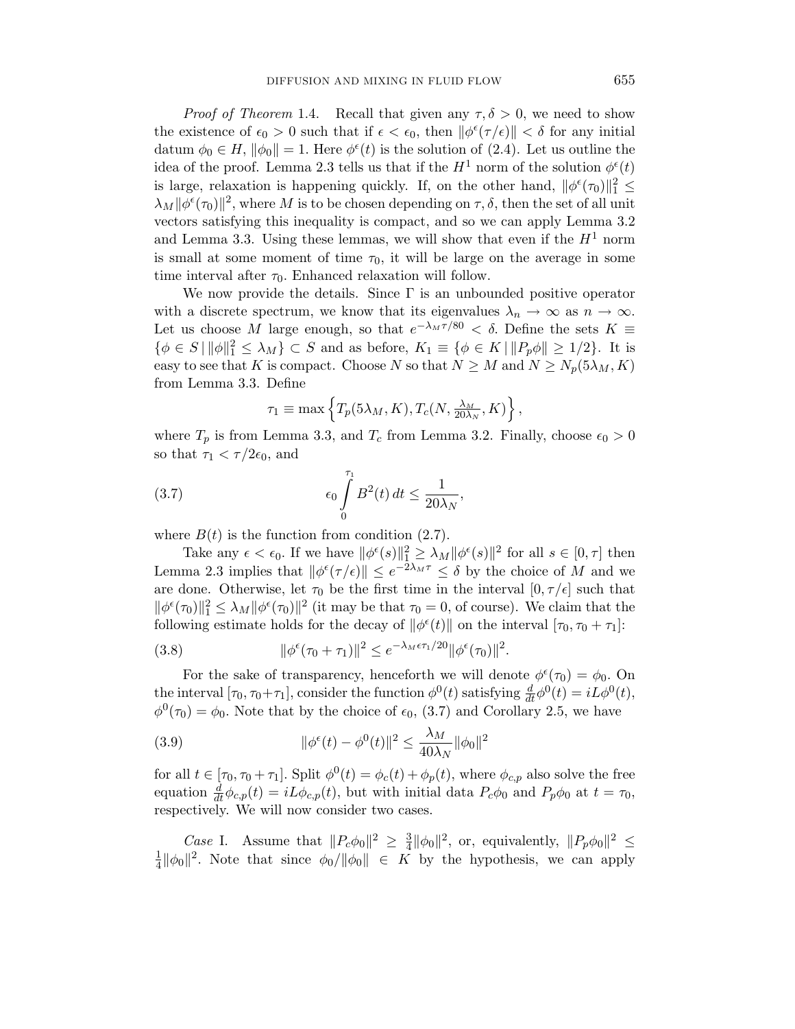*Proof of Theorem* 1.4. Recall that given any $\tau, \delta > 0$, we need to show the existence of $\epsilon_0 > 0$ such that if $\epsilon < \epsilon_0$, then $\|\phi^\epsilon(\tau/\epsilon)\| < \delta$ for any initial datum $\phi_0 \in H$, $\|\phi_0\| = 1$. Here $\phi^\epsilon(t)$ is the solution of (2.4). Let us outline the idea of the proof. Lemma 2.3 tells us that if the $H^1$ norm of the solution $\phi^\epsilon(t)$ is large, relaxation is happening quickly. If, on the other hand, $\|\phi^\epsilon(\tau_0)\|_1^2 \leq \lambda_M \|\phi^\epsilon(\tau_0)\|^2$, where $M$ is to be chosen depending on $\tau, \delta$, then the set of all unit vectors satisfying this inequality is compact, and so we can apply Lemma 3.2 and Lemma 3.3. Using these lemmas, we will show that even if the $H^1$ norm is small at some moment of time $\tau_0$, it will be large on the average in some time interval after $\tau_0$. Enhanced relaxation will follow.

We now provide the details. Since $\Gamma$ is an unbounded positive operator with a discrete spectrum, we know that its eigenvalues $\lambda_n \to \infty$ as $n \to \infty$. Let us choose $M$ large enough, so that $e^{-\lambda_M \tau/80} < \delta$. Define the sets $K \equiv \{\phi \in S \,|\, \|\phi\|_1^2 \leq \lambda_M\} \subset S$ and as before, $K_1 \equiv \{\phi \in K \,|\, \|P_p \phi\| \geq 1/2\}$. It is easy to see that $K$ is compact. Choose $N$ so that $N \geq M$ and $N \geq N_p(5\lambda_M, K)$ from Lemma 3.3. Define

$$\tau_1 \equiv \max\left\{T_p(5\lambda_M, K), T_c(N, \tfrac{\lambda_M}{20\lambda_N}, K)\right\},$$

where $T_p$ is from Lemma 3.3, and $T_c$ from Lemma 3.2. Finally, choose $\epsilon_0 > 0$ so that $\tau_1 < \tau/2\epsilon_0$, and

$$\epsilon_0 \int_0^{\tau_1} B^2(t)\, dt \leq \frac{1}{20\lambda_N}, \tag{3.7}$$

where $B(t)$ is the function from condition (2.7).

Take any $\epsilon < \epsilon_0$. If we have $\|\phi^\epsilon(s)\|_1^2 \geq \lambda_M \|\phi^\epsilon(s)\|^2$ for all $s \in [0, \tau]$ then Lemma 2.3 implies that $\|\phi^\epsilon(\tau/\epsilon)\| \leq e^{-2\lambda_M \tau} \leq \delta$ by the choice of $M$ and we are done. Otherwise, let $\tau_0$ be the first time in the interval $[0, \tau/\epsilon]$ such that $\|\phi^\epsilon(\tau_0)\|_1^2 \leq \lambda_M \|\phi^\epsilon(\tau_0)\|^2$ (it may be that $\tau_0 = 0$, of course). We claim that the following estimate holds for the decay of $\|\phi^\epsilon(t)\|$ on the interval $[\tau_0, \tau_0 + \tau_1]$:

$$\|\phi^\epsilon(\tau_0 + \tau_1)\|^2 \leq e^{-\lambda_M \epsilon \tau_1/20} \|\phi^\epsilon(\tau_0)\|^2. \tag{3.8}$$

For the sake of transparency, henceforth we will denote $\phi^\epsilon(\tau_0) = \phi_0$. On the interval $[\tau_0, \tau_0 + \tau_1]$, consider the function $\phi^0(t)$ satisfying $\frac{d}{dt}\phi^0(t) = iL\phi^0(t)$, $\phi^0(\tau_0) = \phi_0$. Note that by the choice of $\epsilon_0$, (3.7) and Corollary 2.5, we have

$$\|\phi^\epsilon(t) - \phi^0(t)\|^2 \leq \frac{\lambda_M}{40\lambda_N} \|\phi_0\|^2 \tag{3.9}$$

for all $t \in [\tau_0, \tau_0 + \tau_1]$. Split $\phi^0(t) = \phi_c(t) + \phi_p(t)$, where $\phi_{c,p}$ also solve the free equation $\frac{d}{dt}\phi_{c,p}(t) = iL\phi_{c,p}(t)$, but with initial data $P_c\phi_0$ and $P_p\phi_0$ at $t = \tau_0$, respectively. We will now consider two cases.

*Case* I. Assume that $\|P_c\phi_0\|^2 \geq \frac{3}{4}\|\phi_0\|^2$, or, equivalently, $\|P_p\phi_0\|^2 \leq \frac{1}{4}\|\phi_0\|^2$. Note that since $\phi_0/\|\phi_0\| \in K$ by the hypothesis, we can apply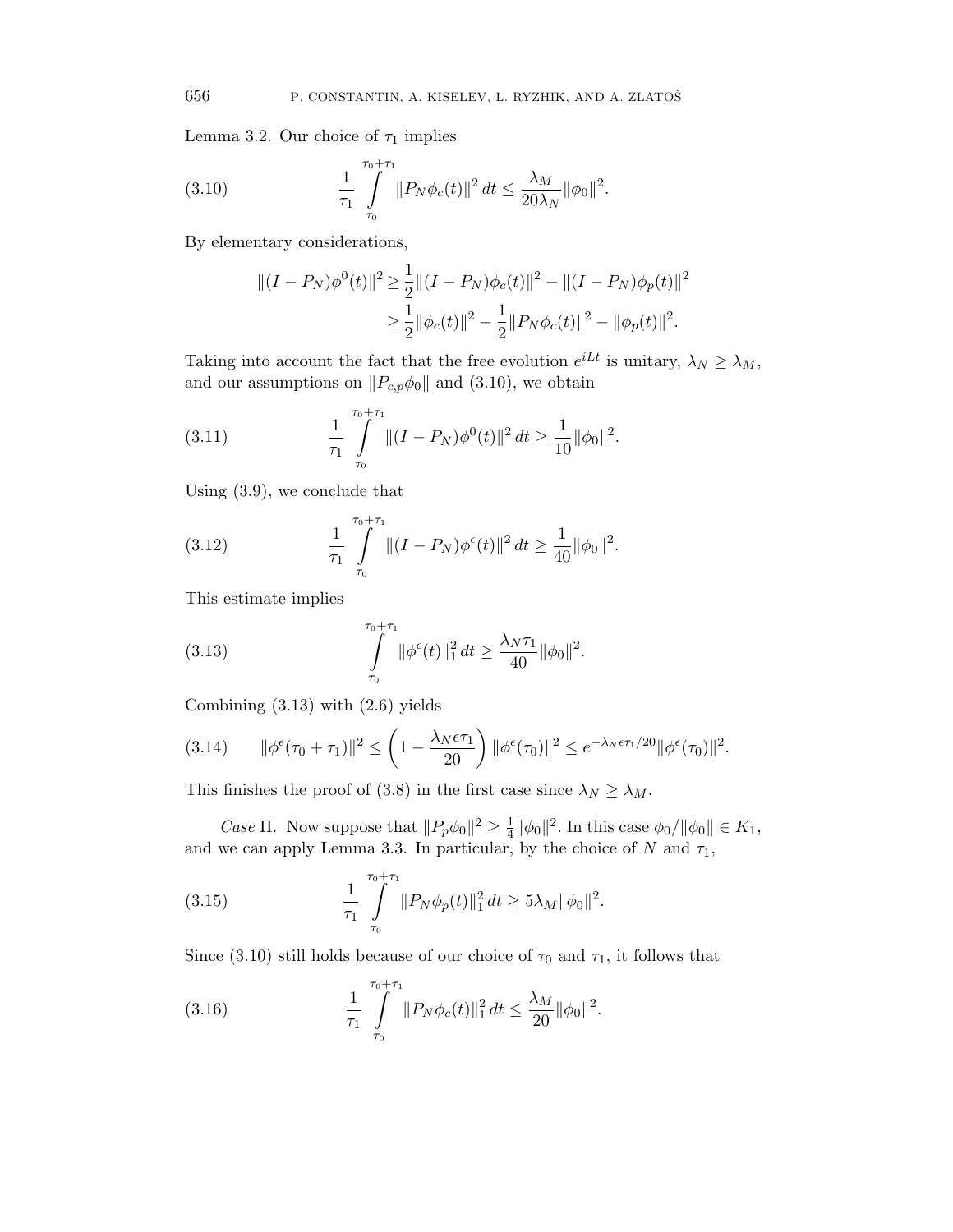Lemma 3.2. Our choice of $\tau_1$ implies

$$\frac{1}{\tau_1}\int_{\tau_0}^{\tau_0+\tau_1} \|P_N\phi_c(t)\|^2\,dt \le \frac{\lambda_M}{20\lambda_N}\|\phi_0\|^2. \tag{3.10}$$

By elementary considerations,

$$\begin{aligned}\|(I-P_N)\phi^0(t)\|^2 &\ge \frac{1}{2}\|(I-P_N)\phi_c(t)\|^2 - \|(I-P_N)\phi_p(t)\|^2\\ &\ge \frac{1}{2}\|\phi_c(t)\|^2 - \frac{1}{2}\|P_N\phi_c(t)\|^2 - \|\phi_p(t)\|^2.\end{aligned}$$

Taking into account the fact that the free evolution $e^{iLt}$ is unitary, $\lambda_N \ge \lambda_M$, and our assumptions on $\|P_{c,p}\phi_0\|$ and (3.10), we obtain

$$\frac{1}{\tau_1}\int_{\tau_0}^{\tau_0+\tau_1} \|(I-P_N)\phi^0(t)\|^2\,dt \ge \frac{1}{10}\|\phi_0\|^2. \tag{3.11}$$

Using (3.9), we conclude that

$$\frac{1}{\tau_1}\int_{\tau_0}^{\tau_0+\tau_1} \|(I-P_N)\phi^\epsilon(t)\|^2\,dt \ge \frac{1}{40}\|\phi_0\|^2. \tag{3.12}$$

This estimate implies

$$\int_{\tau_0}^{\tau_0+\tau_1} \|\phi^\epsilon(t)\|_1^2\,dt \ge \frac{\lambda_N\tau_1}{40}\|\phi_0\|^2. \tag{3.13}$$

Combining (3.13) with (2.6) yields

$$\|\phi^\epsilon(\tau_0+\tau_1)\|^2 \le \left(1-\frac{\lambda_N\epsilon\tau_1}{20}\right)\|\phi^\epsilon(\tau_0)\|^2 \le e^{-\lambda_N\epsilon\tau_1/20}\|\phi^\epsilon(\tau_0)\|^2. \tag{3.14}$$

This finishes the proof of (3.8) in the first case since $\lambda_N \ge \lambda_M$.

*Case* II. Now suppose that $\|P_p\phi_0\|^2 \ge \frac{1}{4}\|\phi_0\|^2$. In this case $\phi_0/\|\phi_0\| \in K_1$, and we can apply Lemma 3.3. In particular, by the choice of $N$ and $\tau_1$,

$$\frac{1}{\tau_1}\int_{\tau_0}^{\tau_0+\tau_1} \|P_N\phi_p(t)\|_1^2\,dt \ge 5\lambda_M\|\phi_0\|^2. \tag{3.15}$$

Since (3.10) still holds because of our choice of $\tau_0$ and $\tau_1$, it follows that

$$\frac{1}{\tau_1}\int_{\tau_0}^{\tau_0+\tau_1} \|P_N\phi_c(t)\|_1^2\,dt \le \frac{\lambda_M}{20}\|\phi_0\|^2. \tag{3.16}$$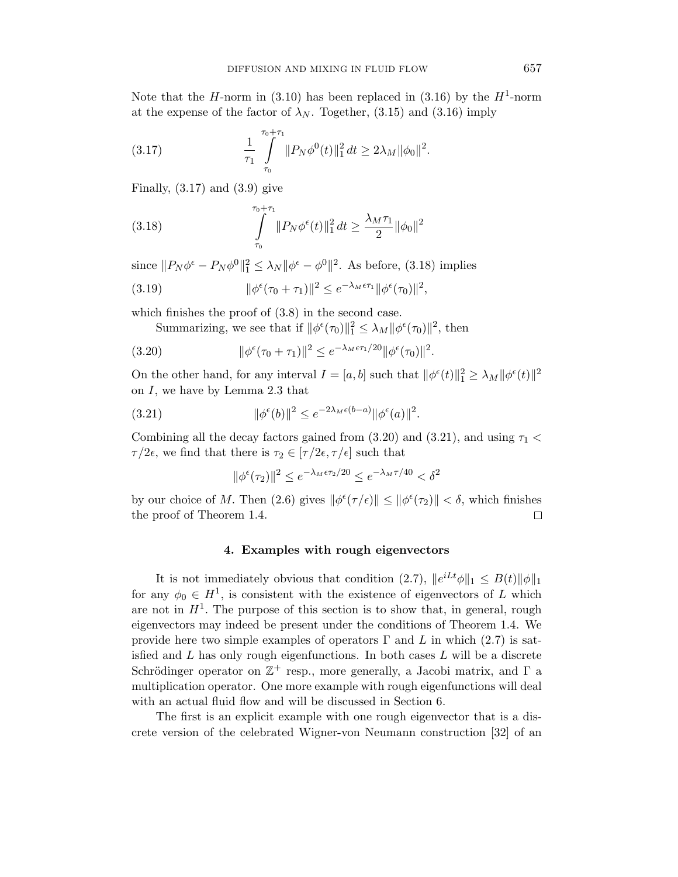Note that the $H$-norm in (3.10) has been replaced in (3.16) by the $H^1$-norm at the expense of the factor of $\lambda_N$. Together, (3.15) and (3.16) imply

$$\frac{1}{\tau_1}\int_{\tau_0}^{\tau_0+\tau_1} \|P_N\phi^0(t)\|_1^2\,dt \geq 2\lambda_M\|\phi_0\|^2. \tag{3.17}$$

Finally, (3.17) and (3.9) give

$$\int_{\tau_0}^{\tau_0+\tau_1} \|P_N\phi^\epsilon(t)\|_1^2\,dt \geq \frac{\lambda_M\tau_1}{2}\|\phi_0\|^2 \tag{3.18}$$

since $\|P_N\phi^\epsilon - P_N\phi^0\|_1^2 \leq \lambda_N\|\phi^\epsilon - \phi^0\|^2$. As before, (3.18) implies

$$\|\phi^\epsilon(\tau_0+\tau_1)\|^2 \leq e^{-\lambda_M\epsilon\tau_1}\|\phi^\epsilon(\tau_0)\|^2, \tag{3.19}$$

which finishes the proof of (3.8) in the second case.

Summarizing, we see that if $\|\phi^\epsilon(\tau_0)\|_1^2 \leq \lambda_M\|\phi^\epsilon(\tau_0)\|^2$, then

$$\|\phi^\epsilon(\tau_0+\tau_1)\|^2 \leq e^{-\lambda_M\epsilon\tau_1/20}\|\phi^\epsilon(\tau_0)\|^2. \tag{3.20}$$

On the other hand, for any interval $I=[a,b]$ such that $\|\phi^\epsilon(t)\|_1^2 \geq \lambda_M\|\phi^\epsilon(t)\|^2$ on $I$, we have by Lemma 2.3 that

$$\|\phi^\epsilon(b)\|^2 \leq e^{-2\lambda_M\epsilon(b-a)}\|\phi^\epsilon(a)\|^2. \tag{3.21}$$

Combining all the decay factors gained from (3.20) and (3.21), and using $\tau_1 < \tau/2\epsilon$, we find that there is $\tau_2 \in [\tau/2\epsilon, \tau/\epsilon]$ such that

$$\|\phi^\epsilon(\tau_2)\|^2 \leq e^{-\lambda_M\epsilon\tau_2/20} \leq e^{-\lambda_M\tau/40} < \delta^2$$

by our choice of $M$. Then (2.6) gives $\|\phi^\epsilon(\tau/\epsilon)\| \leq \|\phi^\epsilon(\tau_2)\| < \delta$, which finishes the proof of Theorem 1.4. $\square$

## 4. Examples with rough eigenvectors

It is not immediately obvious that condition (2.7), $\|e^{iLt}\phi\|_1 \leq B(t)\|\phi\|_1$ for any $\phi_0 \in H^1$, is consistent with the existence of eigenvectors of $L$ which are not in $H^1$. The purpose of this section is to show that, in general, rough eigenvectors may indeed be present under the conditions of Theorem 1.4. We provide here two simple examples of operators $\Gamma$ and $L$ in which (2.7) is satisfied and $L$ has only rough eigenfunctions. In both cases $L$ will be a discrete Schrödinger operator on $\mathbb{Z}^+$ resp., more generally, a Jacobi matrix, and $\Gamma$ a multiplication operator. One more example with rough eigenfunctions will deal with an actual fluid flow and will be discussed in Section 6.

The first is an explicit example with one rough eigenvector that is a discrete version of the celebrated Wigner-von Neumann construction [32] of an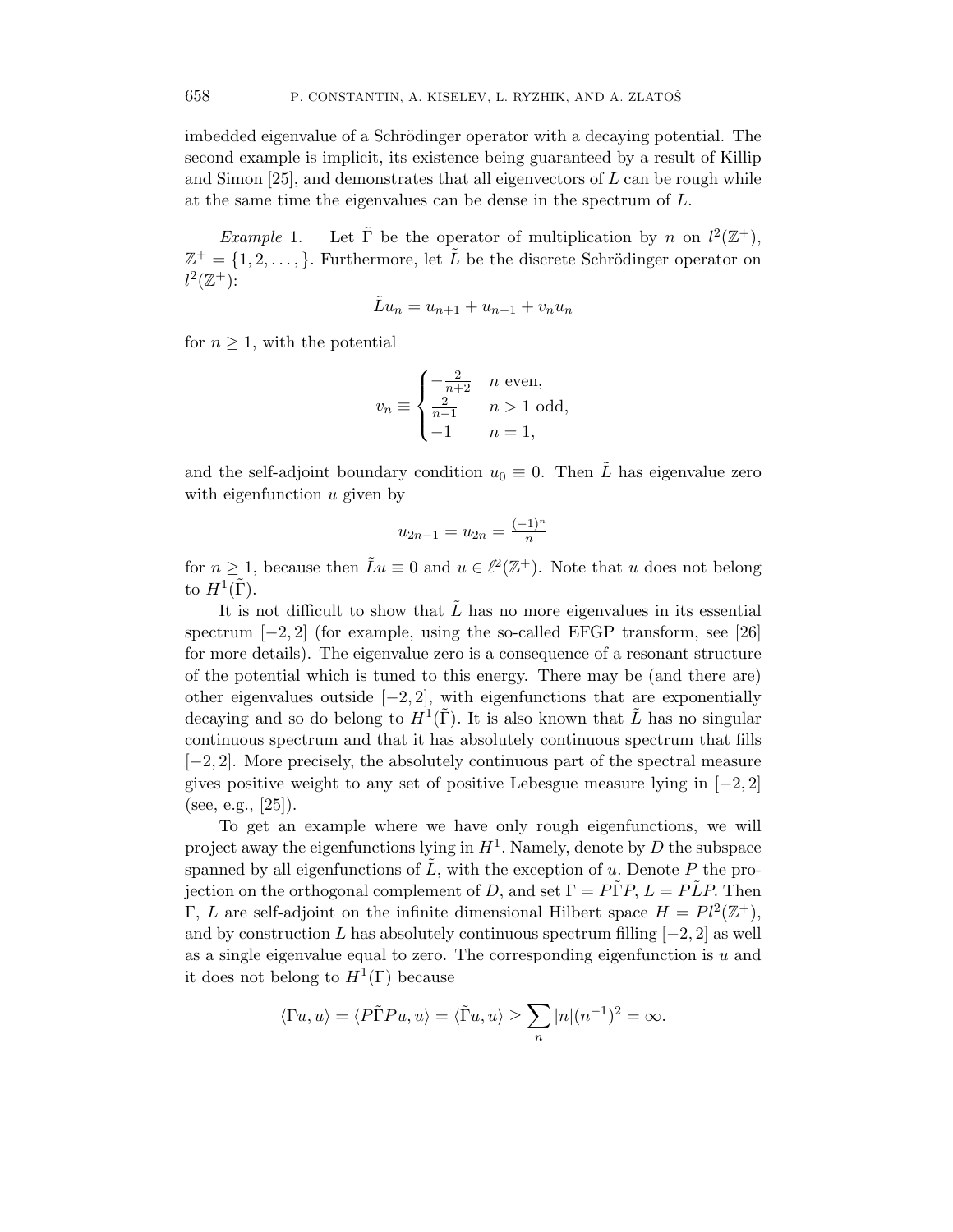imbedded eigenvalue of a Schrödinger operator with a decaying potential. The second example is implicit, its existence being guaranteed by a result of Killip and Simon [25], and demonstrates that all eigenvectors of $L$ can be rough while at the same time the eigenvalues can be dense in the spectrum of $L$.

*Example* 1. Let $\tilde{\Gamma}$ be the operator of multiplication by $n$ on $l^2(\mathbb{Z}^+)$, $\mathbb{Z}^+ = \{1, 2, \dots, \}$. Furthermore, let $\tilde{L}$ be the discrete Schrödinger operator on $l^2(\mathbb{Z}^+)$:

$$\tilde{L}u_n = u_{n+1} + u_{n-1} + v_n u_n$$

for $n \geq 1$, with the potential

$$v_n \equiv \begin{cases} -\frac{2}{n+2} & n \text{ even}, \\ \frac{2}{n-1} & n > 1 \text{ odd}, \\ -1 & n = 1, \end{cases}$$

and the self-adjoint boundary condition $u_0 \equiv 0$. Then $\tilde{L}$ has eigenvalue zero with eigenfunction $u$ given by

$$u_{2n-1} = u_{2n} = \frac{(-1)^n}{n}$$

for $n \geq 1$, because then $\tilde{L}u \equiv 0$ and $u \in \ell^2(\mathbb{Z}^+)$. Note that $u$ does not belong to $H^1(\tilde{\Gamma})$.

It is not difficult to show that $\tilde{L}$ has no more eigenvalues in its essential spectrum $[-2, 2]$ (for example, using the so-called EFGP transform, see [26] for more details). The eigenvalue zero is a consequence of a resonant structure of the potential which is tuned to this energy. There may be (and there are) other eigenvalues outside $[-2, 2]$, with eigenfunctions that are exponentially decaying and so do belong to $H^1(\tilde{\Gamma})$. It is also known that $\tilde{L}$ has no singular continuous spectrum and that it has absolutely continuous spectrum that fills $[-2, 2]$. More precisely, the absolutely continuous part of the spectral measure gives positive weight to any set of positive Lebesgue measure lying in $[-2, 2]$ (see, e.g., [25]).

To get an example where we have only rough eigenfunctions, we will project away the eigenfunctions lying in $H^1$. Namely, denote by $D$ the subspace spanned by all eigenfunctions of $\tilde{L}$, with the exception of $u$. Denote $P$ the projection on the orthogonal complement of $D$, and set $\Gamma = P\tilde{\Gamma}P$, $L = P\tilde{L}P$. Then $\Gamma$, $L$ are self-adjoint on the infinite dimensional Hilbert space $H = Pl^2(\mathbb{Z}^+)$, and by construction $L$ has absolutely continuous spectrum filling $[-2, 2]$ as well as a single eigenvalue equal to zero. The corresponding eigenfunction is $u$ and it does not belong to $H^1(\Gamma)$ because

$$\langle \Gamma u, u \rangle = \langle P\tilde{\Gamma}Pu, u \rangle = \langle \tilde{\Gamma}u, u \rangle \geq \sum_n |n|(n^{-1})^2 = \infty.$$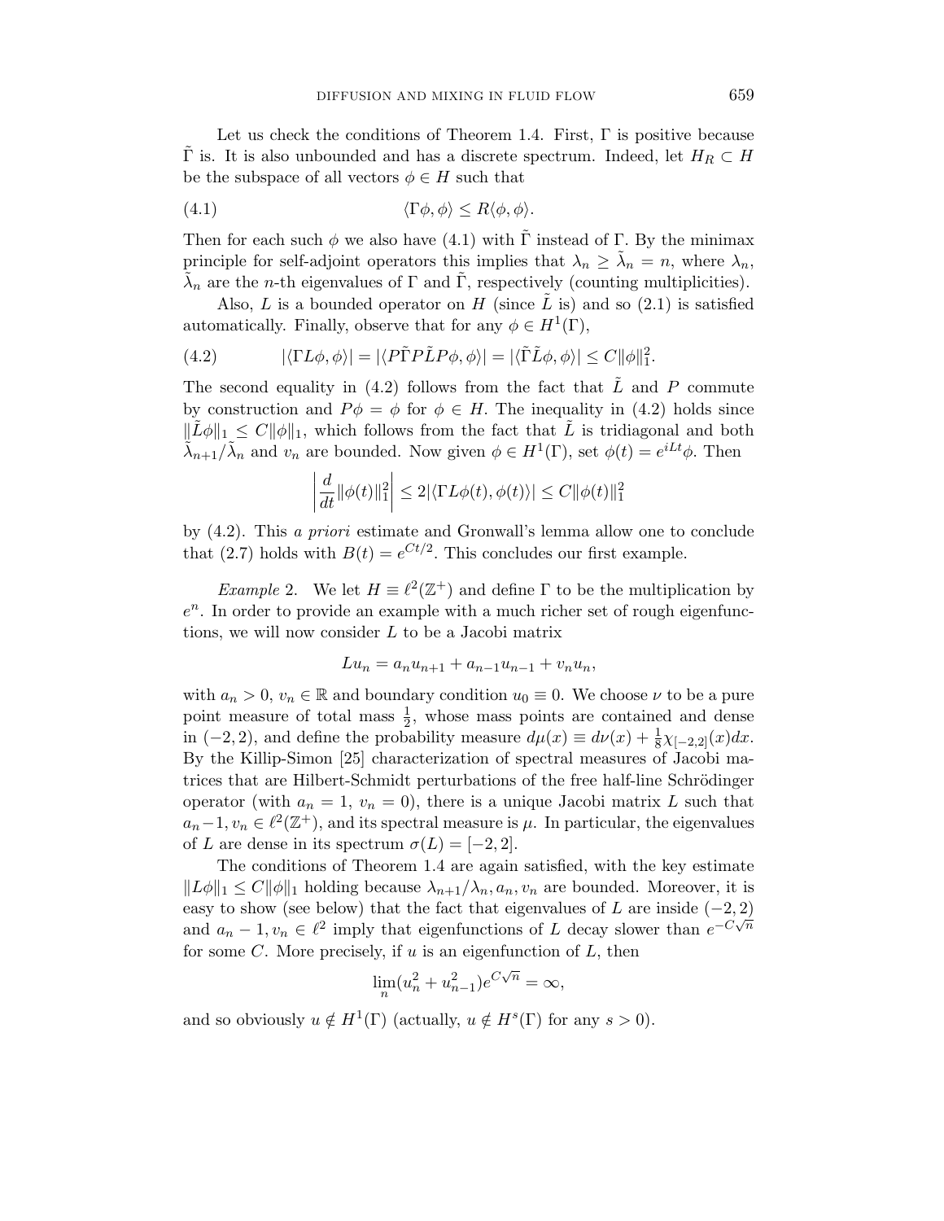Let us check the conditions of Theorem 1.4. First, $\Gamma$ is positive because $\tilde{\Gamma}$ is. It is also unbounded and has a discrete spectrum. Indeed, let $H_R \subset H$ be the subspace of all vectors $\phi \in H$ such that

$$\langle \Gamma\phi, \phi\rangle \le R\langle \phi, \phi\rangle. \tag{4.1}$$

Then for each such $\phi$ we also have (4.1) with $\tilde{\Gamma}$ instead of $\Gamma$. By the minimax principle for self-adjoint operators this implies that $\lambda_n \ge \tilde{\lambda}_n = n$, where $\lambda_n$, $\tilde{\lambda}_n$ are the $n$-th eigenvalues of $\Gamma$ and $\tilde{\Gamma}$, respectively (counting multiplicities).

Also, $L$ is a bounded operator on $H$ (since $\tilde{L}$ is) and so (2.1) is satisfied automatically. Finally, observe that for any $\phi \in H^1(\Gamma)$,

$$|\langle \Gamma L\phi, \phi\rangle| = |\langle P\tilde{\Gamma}P\tilde{L}P\phi, \phi\rangle| = |\langle \tilde{\Gamma}\tilde{L}\phi, \phi\rangle| \le C\|\phi\|_1^2. \tag{4.2}$$

The second equality in (4.2) follows from the fact that $\tilde{L}$ and $P$ commute by construction and $P\phi = \phi$ for $\phi \in H$. The inequality in (4.2) holds since $\|\tilde{L}\phi\|_1 \le C\|\phi\|_1$, which follows from the fact that $\tilde{L}$ is tridiagonal and both $\tilde{\lambda}_{n+1}/\tilde{\lambda}_n$ and $v_n$ are bounded. Now given $\phi \in H^1(\Gamma)$, set $\phi(t) = e^{iLt}\phi$. Then

$$\left|\frac{d}{dt}\|\phi(t)\|_1^2\right| \le 2|\langle \Gamma L\phi(t), \phi(t)\rangle| \le C\|\phi(t)\|_1^2$$

by (4.2). This *a priori* estimate and Gronwall's lemma allow one to conclude that (2.7) holds with $B(t) = e^{Ct/2}$. This concludes our first example.

*Example* 2. We let $H \equiv \ell^2(\mathbb{Z}^+)$ and define $\Gamma$ to be the multiplication by $e^n$. In order to provide an example with a much richer set of rough eigenfunctions, we will now consider $L$ to be a Jacobi matrix

$$Lu_n = a_n u_{n+1} + a_{n-1}u_{n-1} + v_n u_n,$$

with $a_n > 0$, $v_n \in \mathbb{R}$ and boundary condition $u_0 \equiv 0$. We choose $\nu$ to be a pure point measure of total mass $\frac{1}{2}$, whose mass points are contained and dense in $(-2, 2)$, and define the probability measure $d\mu(x) \equiv d\nu(x) + \frac{1}{8}\chi_{[-2,2]}(x)dx$. By the Killip-Simon [25] characterization of spectral measures of Jacobi matrices that are Hilbert-Schmidt perturbations of the free half-line Schrödinger operator (with $a_n = 1$, $v_n = 0$), there is a unique Jacobi matrix $L$ such that $a_n - 1, v_n \in \ell^2(\mathbb{Z}^+)$, and its spectral measure is $\mu$. In particular, the eigenvalues of $L$ are dense in its spectrum $\sigma(L) = [-2, 2]$.

The conditions of Theorem 1.4 are again satisfied, with the key estimate $\|L\phi\|_1 \le C\|\phi\|_1$ holding because $\lambda_{n+1}/\lambda_n, a_n, v_n$ are bounded. Moreover, it is easy to show (see below) that the fact that eigenvalues of $L$ are inside $(-2, 2)$ and $a_n - 1, v_n \in \ell^2$ imply that eigenfunctions of $L$ decay slower than $e^{-C\sqrt{n}}$ for some $C$. More precisely, if $u$ is an eigenfunction of $L$, then

$$\lim_n (u_n^2 + u_{n-1}^2)e^{C\sqrt{n}} = \infty,$$

and so obviously $u \notin H^1(\Gamma)$ (actually, $u \notin H^s(\Gamma)$ for any $s > 0$).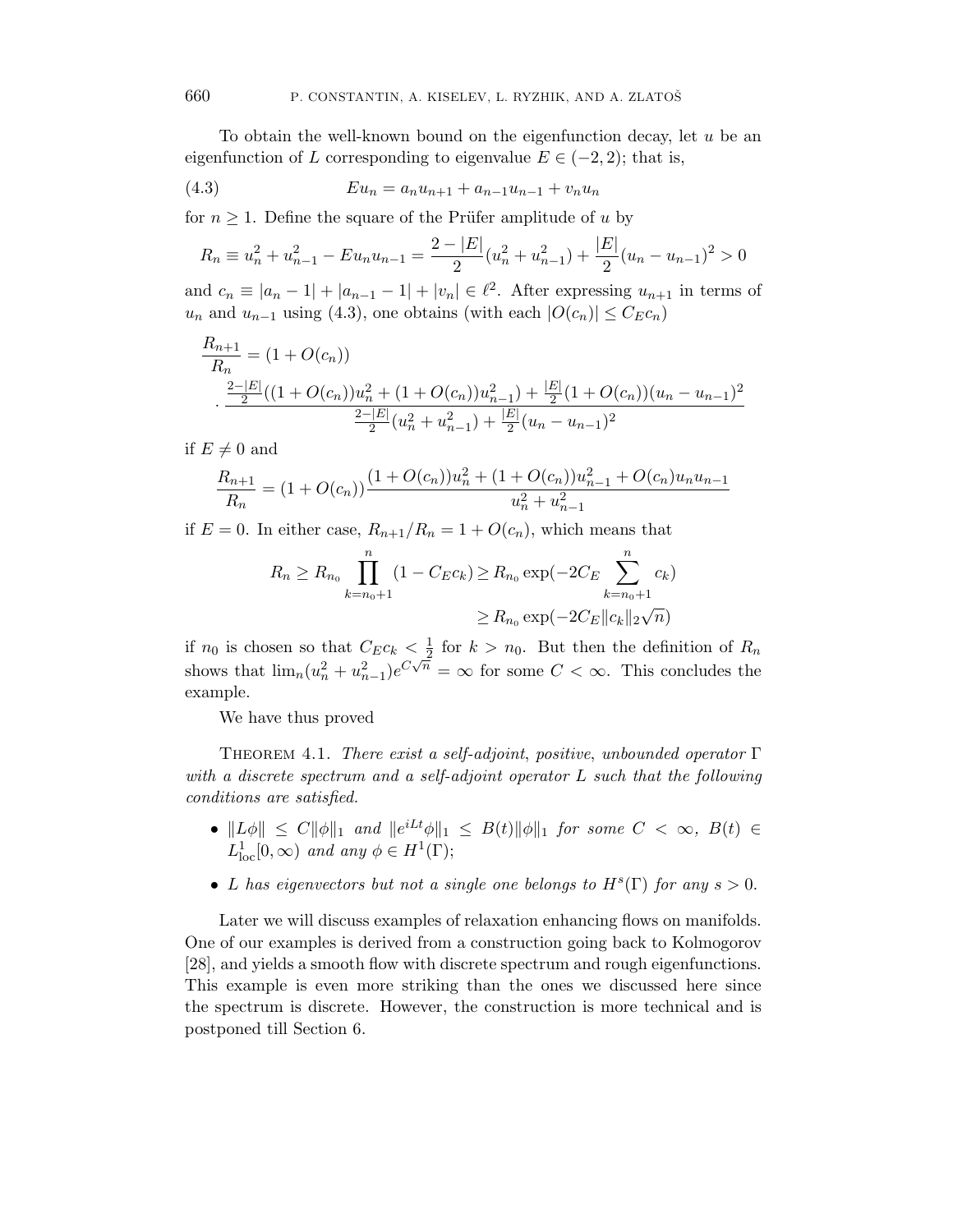To obtain the well-known bound on the eigenfunction decay, let $u$ be an eigenfunction of $L$ corresponding to eigenvalue $E \in (-2, 2)$; that is,

$$Eu_n = a_n u_{n+1} + a_{n-1} u_{n-1} + v_n u_n \tag{4.3}$$

for $n \geq 1$. Define the square of the Prüfer amplitude of $u$ by

$$R_n \equiv u_n^2 + u_{n-1}^2 - E u_n u_{n-1} = \frac{2 - |E|}{2}(u_n^2 + u_{n-1}^2) + \frac{|E|}{2}(u_n - u_{n-1})^2 > 0$$

and $c_n \equiv |a_n - 1| + |a_{n-1} - 1| + |v_n| \in \ell^2$. After expressing $u_{n+1}$ in terms of $u_n$ and $u_{n-1}$ using (4.3), one obtains (with each $|O(c_n)| \leq C_E c_n$)

$$\begin{aligned}\frac{R_{n+1}}{R_n} &= (1 + O(c_n)) \\ &\cdot \frac{\frac{2-|E|}{2}((1 + O(c_n))u_n^2 + (1 + O(c_n))u_{n-1}^2) + \frac{|E|}{2}(1 + O(c_n))(u_n - u_{n-1})^2}{\frac{2-|E|}{2}(u_n^2 + u_{n-1}^2) + \frac{|E|}{2}(u_n - u_{n-1})^2}\end{aligned}$$

if $E \neq 0$ and

$$\frac{R_{n+1}}{R_n} = (1 + O(c_n)) \frac{(1 + O(c_n))u_n^2 + (1 + O(c_n))u_{n-1}^2 + O(c_n) u_n u_{n-1}}{u_n^2 + u_{n-1}^2}$$

if $E = 0$. In either case, $R_{n+1}/R_n = 1 + O(c_n)$, which means that

$$\begin{aligned} R_n \geq R_{n_0} \prod_{k=n_0+1}^{n} (1 - C_E c_k) &\geq R_{n_0} \exp(-2C_E \sum_{k=n_0+1}^{n} c_k) \\ &\geq R_{n_0} \exp(-2C_E \|c_k\|_2 \sqrt{n}) \end{aligned}$$

if $n_0$ is chosen so that $C_E c_k < \frac{1}{2}$ for $k > n_0$. But then the definition of $R_n$ shows that $\lim_n (u_n^2 + u_{n-1}^2) e^{C\sqrt{n}} = \infty$ for some $C < \infty$. This concludes the example.

We have thus proved

Theorem 4.1. *There exist a self-adjoint, positive, unbounded operator $\Gamma$ with a discrete spectrum and a self-adjoint operator $L$ such that the following conditions are satisfied.*

- $\|L\phi\| \leq C\|\phi\|_1$ *and* $\|e^{iLt}\phi\|_1 \leq B(t)\|\phi\|_1$ *for some* $C < \infty$, $B(t) \in L^1_{\mathrm{loc}}[0, \infty)$ *and any* $\phi \in H^1(\Gamma)$;
- *$L$ has eigenvectors but not a single one belongs to $H^s(\Gamma)$ for any $s > 0$.*

Later we will discuss examples of relaxation enhancing flows on manifolds. One of our examples is derived from a construction going back to Kolmogorov [28], and yields a smooth flow with discrete spectrum and rough eigenfunctions. This example is even more striking than the ones we discussed here since the spectrum is discrete. However, the construction is more technical and is postponed till Section 6.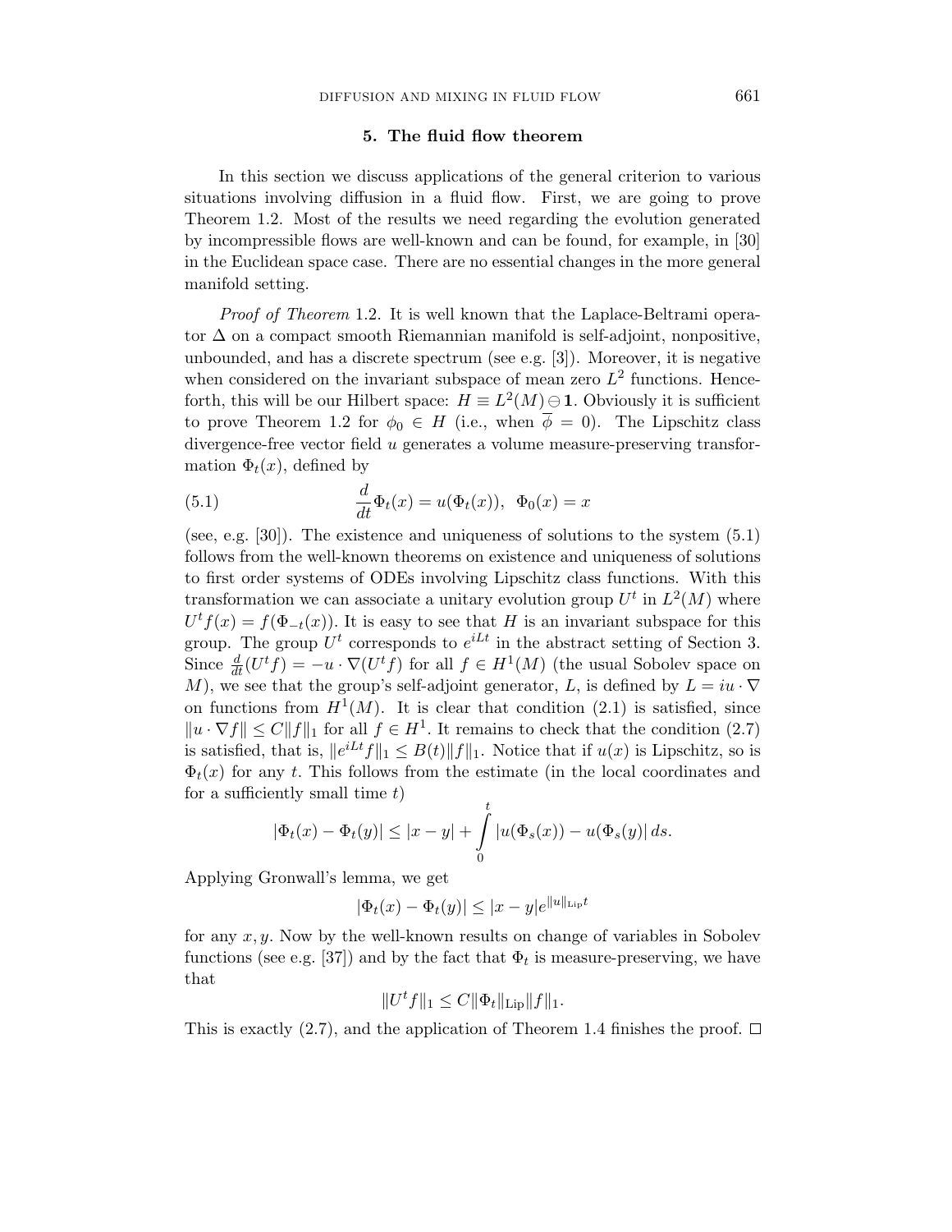## 5. The fluid flow theorem

In this section we discuss applications of the general criterion to various situations involving diffusion in a fluid flow. First, we are going to prove Theorem 1.2. Most of the results we need regarding the evolution generated by incompressible flows are well-known and can be found, for example, in [30] in the Euclidean space case. There are no essential changes in the more general manifold setting.

*Proof of Theorem* 1.2. It is well known that the Laplace-Beltrami operator $\Delta$ on a compact smooth Riemannian manifold is self-adjoint, nonpositive, unbounded, and has a discrete spectrum (see e.g. [3]). Moreover, it is negative when considered on the invariant subspace of mean zero $L^2$ functions. Henceforth, this will be our Hilbert space: $H \equiv L^2(M) \ominus \mathbf{1}$. Obviously it is sufficient to prove Theorem 1.2 for $\phi_0 \in H$ (i.e., when $\overline{\phi} = 0$). The Lipschitz class divergence-free vector field $u$ generates a volume measure-preserving transformation $\Phi_t(x)$, defined by

$$\frac{d}{dt}\Phi_t(x) = u(\Phi_t(x)), \;\; \Phi_0(x) = x \tag{5.1}$$

(see, e.g. [30]). The existence and uniqueness of solutions to the system (5.1) follows from the well-known theorems on existence and uniqueness of solutions to first order systems of ODEs involving Lipschitz class functions. With this transformation we can associate a unitary evolution group $U^t$ in $L^2(M)$ where $U^t f(x) = f(\Phi_{-t}(x))$. It is easy to see that $H$ is an invariant subspace for this group. The group $U^t$ corresponds to $e^{iLt}$ in the abstract setting of Section 3. Since $\frac{d}{dt}(U^t f) = -u \cdot \nabla(U^t f)$ for all $f \in H^1(M)$ (the usual Sobolev space on $M$), we see that the group's self-adjoint generator, $L$, is defined by $L = iu \cdot \nabla$ on functions from $H^1(M)$. It is clear that condition (2.1) is satisfied, since $\|u \cdot \nabla f\| \leq C\|f\|_1$ for all $f \in H^1$. It remains to check that the condition (2.7) is satisfied, that is, $\|e^{iLt}f\|_1 \leq B(t)\|f\|_1$. Notice that if $u(x)$ is Lipschitz, so is $\Phi_t(x)$ for any $t$. This follows from the estimate (in the local coordinates and for a sufficiently small time $t$)

$$|\Phi_t(x) - \Phi_t(y)| \leq |x-y| + \int_0^t |u(\Phi_s(x)) - u(\Phi_s(y)|\, ds.$$

Applying Gronwall's lemma, we get

$$|\Phi_t(x) - \Phi_t(y)| \leq |x-y| e^{\|u\|_{\mathrm{Lip}} t}$$

for any $x, y$. Now by the well-known results on change of variables in Sobolev functions (see e.g. [37]) and by the fact that $\Phi_t$ is measure-preserving, we have that

$$\|U^t f\|_1 \leq C\|\Phi_t\|_{\mathrm{Lip}}\|f\|_1.$$

This is exactly (2.7), and the application of Theorem 1.4 finishes the proof. $\square$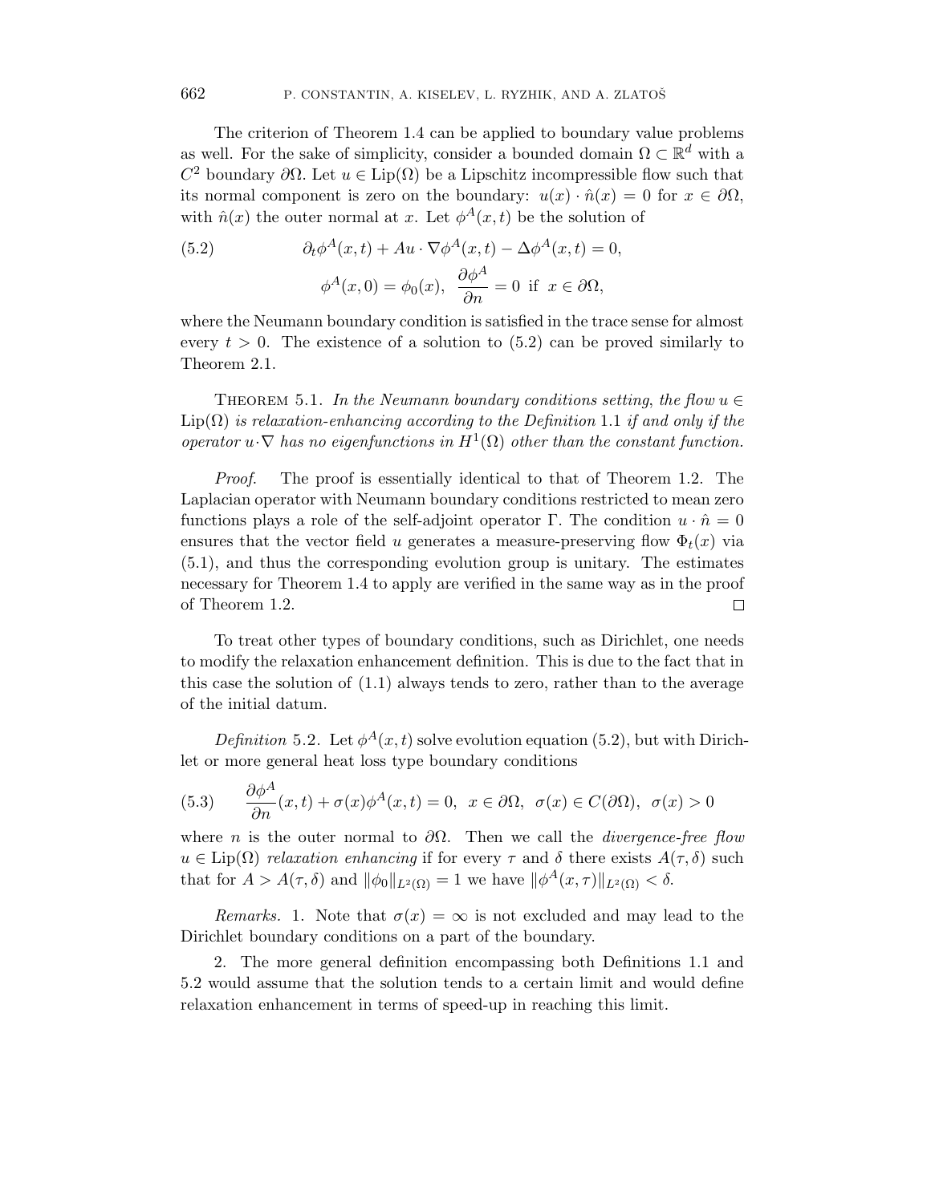The criterion of Theorem 1.4 can be applied to boundary value problems as well. For the sake of simplicity, consider a bounded domain $\Omega \subset \mathbb{R}^d$ with a $C^2$ boundary $\partial\Omega$. Let $u \in \mathrm{Lip}(\Omega)$ be a Lipschitz incompressible flow such that its normal component is zero on the boundary: $u(x) \cdot \hat{n}(x) = 0$ for $x \in \partial\Omega$, with $\hat{n}(x)$ the outer normal at $x$. Let $\phi^A(x,t)$ be the solution of

$$
\begin{aligned}
&\partial_t \phi^A(x,t) + Au \cdot \nabla \phi^A(x,t) - \Delta \phi^A(x,t) = 0, \\
&\phi^A(x,0) = \phi_0(x), \;\; \frac{\partial \phi^A}{\partial n} = 0 \;\text{ if }\; x \in \partial\Omega,
\end{aligned}
\tag{5.2}
$$

where the Neumann boundary condition is satisfied in the trace sense for almost every $t > 0$. The existence of a solution to (5.2) can be proved similarly to Theorem 2.1.

Theorem 5.1. *In the Neumann boundary conditions setting, the flow $u \in \mathrm{Lip}(\Omega)$ is relaxation-enhancing according to the Definition* 1.1 *if and only if the operator $u \cdot \nabla$ has no eigenfunctions in $H^1(\Omega)$ other than the constant function.*

*Proof.* The proof is essentially identical to that of Theorem 1.2. The Laplacian operator with Neumann boundary conditions restricted to mean zero functions plays a role of the self-adjoint operator $\Gamma$. The condition $u \cdot \hat{n} = 0$ ensures that the vector field $u$ generates a measure-preserving flow $\Phi_t(x)$ via (5.1), and thus the corresponding evolution group is unitary. The estimates necessary for Theorem 1.4 to apply are verified in the same way as in the proof of Theorem 1.2. □

To treat other types of boundary conditions, such as Dirichlet, one needs to modify the relaxation enhancement definition. This is due to the fact that in this case the solution of (1.1) always tends to zero, rather than to the average of the initial datum.

*Definition* 5.2. Let $\phi^A(x,t)$ solve evolution equation (5.2), but with Dirichlet or more general heat loss type boundary conditions

$$
\frac{\partial \phi^A}{\partial n}(x,t) + \sigma(x)\phi^A(x,t) = 0, \;\; x \in \partial\Omega, \;\; \sigma(x) \in C(\partial\Omega), \;\; \sigma(x) > 0
\tag{5.3}
$$

where $n$ is the outer normal to $\partial\Omega$. Then we call the *divergence-free flow* $u \in \mathrm{Lip}(\Omega)$ *relaxation enhancing* if for every $\tau$ and $\delta$ there exists $A(\tau,\delta)$ such that for $A > A(\tau,\delta)$ and $\|\phi_0\|_{L^2(\Omega)} = 1$ we have $\|\phi^A(x,\tau)\|_{L^2(\Omega)} < \delta$.

*Remarks.* 1. Note that $\sigma(x) = \infty$ is not excluded and may lead to the Dirichlet boundary conditions on a part of the boundary.

2. The more general definition encompassing both Definitions 1.1 and 5.2 would assume that the solution tends to a certain limit and would define relaxation enhancement in terms of speed-up in reaching this limit.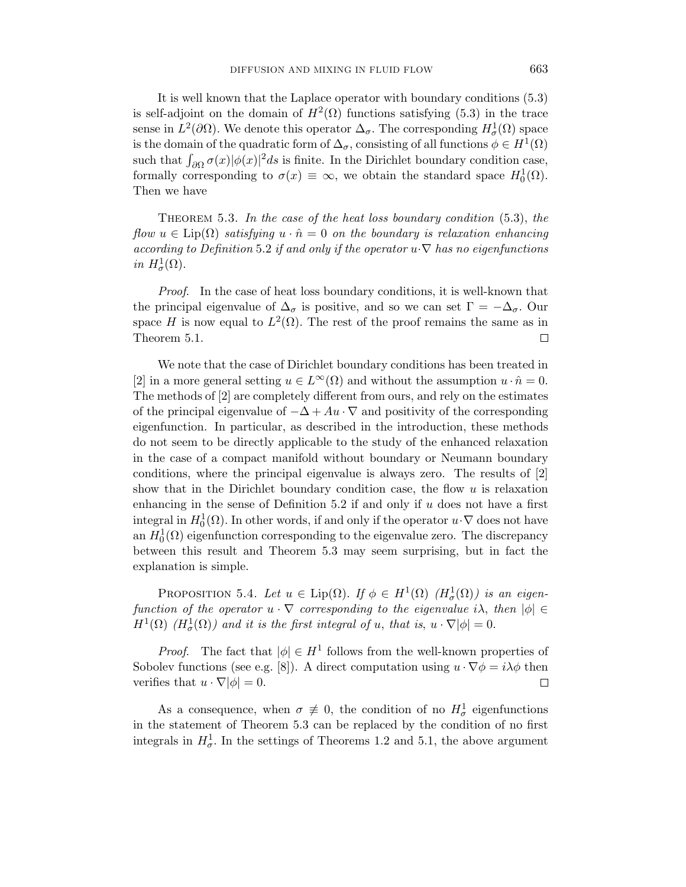It is well known that the Laplace operator with boundary conditions (5.3) is self-adjoint on the domain of $H^2(\Omega)$ functions satisfying (5.3) in the trace sense in $L^2(\partial\Omega)$. We denote this operator $\Delta_\sigma$. The corresponding $H^1_\sigma(\Omega)$ space is the domain of the quadratic form of $\Delta_\sigma$, consisting of all functions $\phi \in H^1(\Omega)$ such that $\int_{\partial\Omega} \sigma(x)|\phi(x)|^2 ds$ is finite. In the Dirichlet boundary condition case, formally corresponding to $\sigma(x) \equiv \infty$, we obtain the standard space $H^1_0(\Omega)$. Then we have

Theorem 5.3. *In the case of the heat loss boundary condition* (5.3), *the flow $u \in \mathrm{Lip}(\Omega)$ satisfying $u \cdot \hat{n} = 0$ on the boundary is relaxation enhancing according to Definition* 5.2 *if and only if the operator $u\cdot\nabla$ has no eigenfunctions in $H^1_\sigma(\Omega)$.*

*Proof.* In the case of heat loss boundary conditions, it is well-known that the principal eigenvalue of $\Delta_\sigma$ is positive, and so we can set $\Gamma = -\Delta_\sigma$. Our space $H$ is now equal to $L^2(\Omega)$. The rest of the proof remains the same as in Theorem 5.1. $\square$

We note that the case of Dirichlet boundary conditions has been treated in [2] in a more general setting $u \in L^\infty(\Omega)$ and without the assumption $u \cdot \hat{n} = 0$. The methods of [2] are completely different from ours, and rely on the estimates of the principal eigenvalue of $-\Delta + Au \cdot \nabla$ and positivity of the corresponding eigenfunction. In particular, as described in the introduction, these methods do not seem to be directly applicable to the study of the enhanced relaxation in the case of a compact manifold without boundary or Neumann boundary conditions, where the principal eigenvalue is always zero. The results of [2] show that in the Dirichlet boundary condition case, the flow $u$ is relaxation enhancing in the sense of Definition 5.2 if and only if $u$ does not have a first integral in $H^1_0(\Omega)$. In other words, if and only if the operator $u\cdot\nabla$ does not have an $H^1_0(\Omega)$ eigenfunction corresponding to the eigenvalue zero. The discrepancy between this result and Theorem 5.3 may seem surprising, but in fact the explanation is simple.

Proposition 5.4. *Let $u \in \mathrm{Lip}(\Omega)$. If $\phi \in H^1(\Omega)$ ($H^1_\sigma(\Omega)$) is an eigenfunction of the operator $u \cdot \nabla$ corresponding to the eigenvalue $i\lambda$, then $|\phi| \in H^1(\Omega)$ ($H^1_\sigma(\Omega)$) and it is the first integral of $u$, that is, $u \cdot \nabla|\phi| = 0$.*

*Proof.* The fact that $|\phi| \in H^1$ follows from the well-known properties of Sobolev functions (see e.g. [8]). A direct computation using $u \cdot \nabla\phi = i\lambda\phi$ then verifies that $u \cdot \nabla|\phi| = 0$. $\square$

As a consequence, when $\sigma \not\equiv 0$, the condition of no $H^1_\sigma$ eigenfunctions in the statement of Theorem 5.3 can be replaced by the condition of no first integrals in $H^1_\sigma$. In the settings of Theorems 1.2 and 5.1, the above argument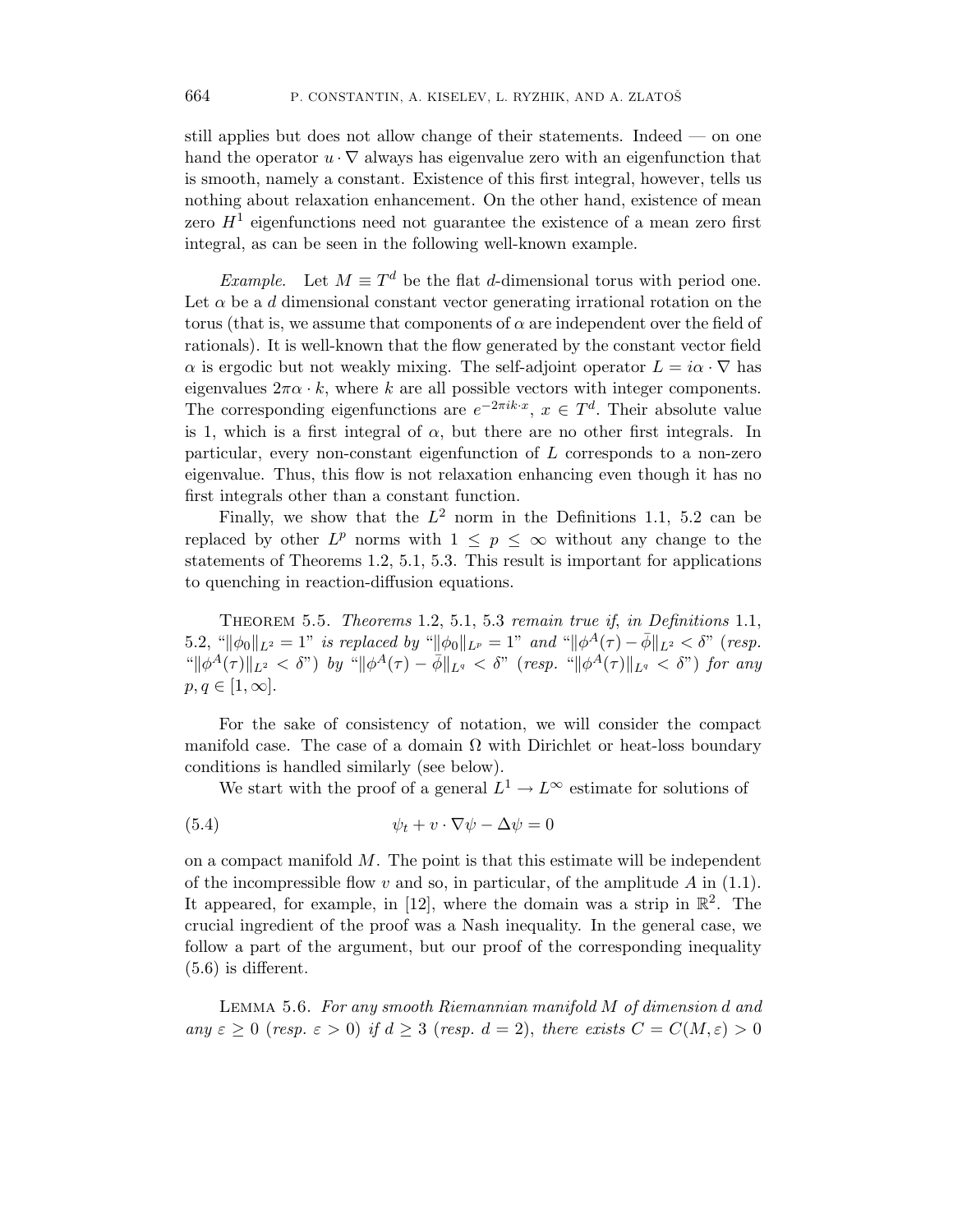still applies but does not allow change of their statements. Indeed — on one hand the operator $u \cdot \nabla$ always has eigenvalue zero with an eigenfunction that is smooth, namely a constant. Existence of this first integral, however, tells us nothing about relaxation enhancement. On the other hand, existence of mean zero $H^1$ eigenfunctions need not guarantee the existence of a mean zero first integral, as can be seen in the following well-known example.

*Example.* Let $M \equiv T^d$ be the flat $d$-dimensional torus with period one. Let $\alpha$ be a $d$ dimensional constant vector generating irrational rotation on the torus (that is, we assume that components of $\alpha$ are independent over the field of rationals). It is well-known that the flow generated by the constant vector field $\alpha$ is ergodic but not weakly mixing. The self-adjoint operator $L = i\alpha \cdot \nabla$ has eigenvalues $2\pi\alpha \cdot k$, where $k$ are all possible vectors with integer components. The corresponding eigenfunctions are $e^{-2\pi i k \cdot x}$, $x \in T^d$. Their absolute value is 1, which is a first integral of $\alpha$, but there are no other first integrals. In particular, every non-constant eigenfunction of $L$ corresponds to a non-zero eigenvalue. Thus, this flow is not relaxation enhancing even though it has no first integrals other than a constant function.

Finally, we show that the $L^2$ norm in the Definitions 1.1, 5.2 can be replaced by other $L^p$ norms with $1 \leq p \leq \infty$ without any change to the statements of Theorems 1.2, 5.1, 5.3. This result is important for applications to quenching in reaction-diffusion equations.

Theorem 5.5. *Theorems* 1.2, 5.1, 5.3 *remain true if, in Definitions* 1.1, 5.2, "$\|\phi_0\|_{L^2} = 1$" *is replaced by* "$\|\phi_0\|_{L^p} = 1$" *and* "$\|\phi^A(\tau) - \bar{\phi}\|_{L^2} < \delta$" (*resp.* "$\|\phi^A(\tau)\|_{L^2} < \delta$") *by* "$\|\phi^A(\tau) - \bar{\phi}\|_{L^q} < \delta$" (*resp.* "$\|\phi^A(\tau)\|_{L^q} < \delta$") *for any* $p, q \in [1, \infty]$.

For the sake of consistency of notation, we will consider the compact manifold case. The case of a domain $\Omega$ with Dirichlet or heat-loss boundary conditions is handled similarly (see below).

We start with the proof of a general $L^1 \to L^\infty$ estimate for solutions of

$$\psi_t + v \cdot \nabla \psi - \Delta \psi = 0 \tag{5.4}$$

on a compact manifold $M$. The point is that this estimate will be independent of the incompressible flow $v$ and so, in particular, of the amplitude $A$ in (1.1). It appeared, for example, in [12], where the domain was a strip in $\mathbb{R}^2$. The crucial ingredient of the proof was a Nash inequality. In the general case, we follow a part of the argument, but our proof of the corresponding inequality (5.6) is different.

Lemma 5.6. *For any smooth Riemannian manifold $M$ of dimension $d$ and any $\varepsilon \geq 0$ (resp. $\varepsilon > 0$) if $d \geq 3$ (resp. $d = 2$), there exists $C = C(M, \varepsilon) > 0$*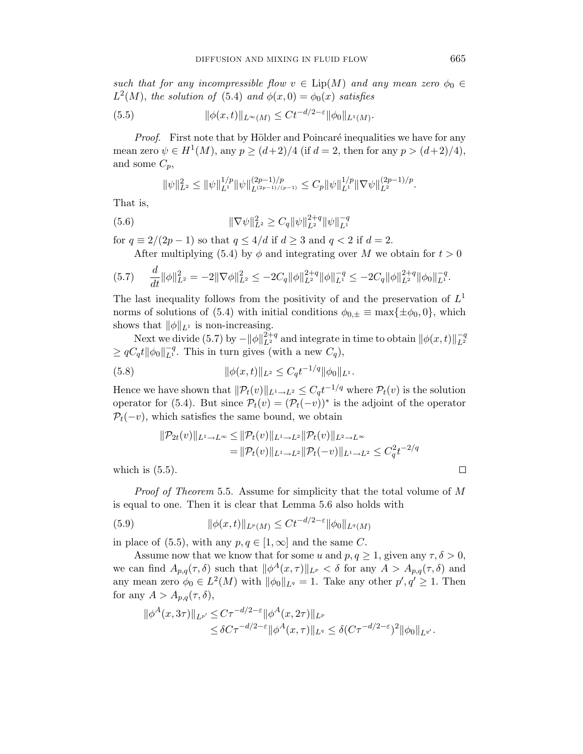*such that for any incompressible flow $v \in \operatorname{Lip}(M)$ and any mean zero $\phi_0 \in L^2(M)$, the solution of* (5.4) *and $\phi(x,0) = \phi_0(x)$ satisfies*

$$\|\phi(x,t)\|_{L^\infty(M)} \le Ct^{-d/2-\varepsilon}\|\phi_0\|_{L^1(M)}. \tag{5.5}$$

*Proof.* First note that by Hölder and Poincaré inequalities we have for any mean zero $\psi \in H^1(M)$, any $p \ge (d+2)/4$ (if $d = 2$, then for any $p > (d+2)/4$), and some $C_p$,

$$\|\psi\|_{L^2}^2 \le \|\psi\|_{L^1}^{1/p} \|\psi\|_{L^{(2p-1)/(p-1)}}^{(2p-1)/p} \le C_p \|\psi\|_{L^1}^{1/p} \|\nabla\psi\|_{L^2}^{(2p-1)/p}.$$

That is,

$$\|\nabla\psi\|_{L^2}^2 \ge C_q \|\psi\|_{L^2}^{2+q} \|\psi\|_{L^1}^{-q} \tag{5.6}$$

for $q \equiv 2/(2p-1)$ so that $q \le 4/d$ if $d \ge 3$ and $q < 2$ if $d = 2$.

After multiplying (5.4) by $\phi$ and integrating over $M$ we obtain for $t > 0$

$$\frac{d}{dt}\|\phi\|_{L^2}^2 = -2\|\nabla\phi\|_{L^2}^2 \le -2C_q\|\phi\|_{L^2}^{2+q}\|\phi\|_{L^1}^{-q} \le -2C_q\|\phi\|_{L^2}^{2+q}\|\phi_0\|_{L^1}^{-q}. \tag{5.7}$$

The last inequality follows from the positivity of and the preservation of $L^1$ norms of solutions of (5.4) with initial conditions $\phi_{0,\pm} \equiv \max\{\pm\phi_0, 0\}$, which shows that $\|\phi\|_{L^1}$ is non-increasing.

Next we divide (5.7) by $-\|\phi\|_{L^2}^{2+q}$ and integrate in time to obtain $\|\phi(x,t)\|_{L^2}^{-q} \ge qC_q t\|\phi_0\|_{L^1}^{-q}$. This in turn gives (with a new $C_q$),

$$\|\phi(x,t)\|_{L^2} \le C_q t^{-1/q}\|\phi_0\|_{L^1}. \tag{5.8}$$

Hence we have shown that $\|\mathcal{P}_t(v)\|_{L^1\to L^2} \le C_q t^{-1/q}$ where $\mathcal{P}_t(v)$ is the solution operator for (5.4). But since $\mathcal{P}_t(v) = (\mathcal{P}_t(-v))^*$ is the adjoint of the operator $\mathcal{P}_t(-v)$, which satisfies the same bound, we obtain

$$\begin{aligned}
\|\mathcal{P}_{2t}(v)\|_{L^1\to L^\infty} &\le \|\mathcal{P}_t(v)\|_{L^1\to L^2}\|\mathcal{P}_t(v)\|_{L^2\to L^\infty} \\
&= \|\mathcal{P}_t(v)\|_{L^1\to L^2}\|\mathcal{P}_t(-v)\|_{L^1\to L^2} \le C_q^2 t^{-2/q}
\end{aligned}$$

which is (5.5). $\square$

*Proof of Theorem* 5.5. Assume for simplicity that the total volume of $M$ is equal to one. Then it is clear that Lemma 5.6 also holds with

$$\|\phi(x,t)\|_{L^p(M)} \le Ct^{-d/2-\varepsilon}\|\phi_0\|_{L^q(M)} \tag{5.9}$$

in place of (5.5), with any $p, q \in [1,\infty]$ and the same $C$.

Assume now that we know that for some $u$ and $p, q \ge 1$, given any $\tau, \delta > 0$, we can find $A_{p,q}(\tau,\delta)$ such that $\|\phi^A(x,\tau)\|_{L^p} < \delta$ for any $A > A_{p,q}(\tau,\delta)$ and any mean zero $\phi_0 \in L^2(M)$ with $\|\phi_0\|_{L^q} = 1$. Take any other $p', q' \ge 1$. Then for any $A > A_{p,q}(\tau,\delta)$,

$$\begin{aligned}
\|\phi^A(x,3\tau)\|_{L^{p'}} &\le C\tau^{-d/2-\varepsilon}\|\phi^A(x,2\tau)\|_{L^p} \\
&\le \delta C\tau^{-d/2-\varepsilon}\|\phi^A(x,\tau)\|_{L^q} \le \delta(C\tau^{-d/2-\varepsilon})^2\|\phi_0\|_{L^{q'}}.
\end{aligned}$$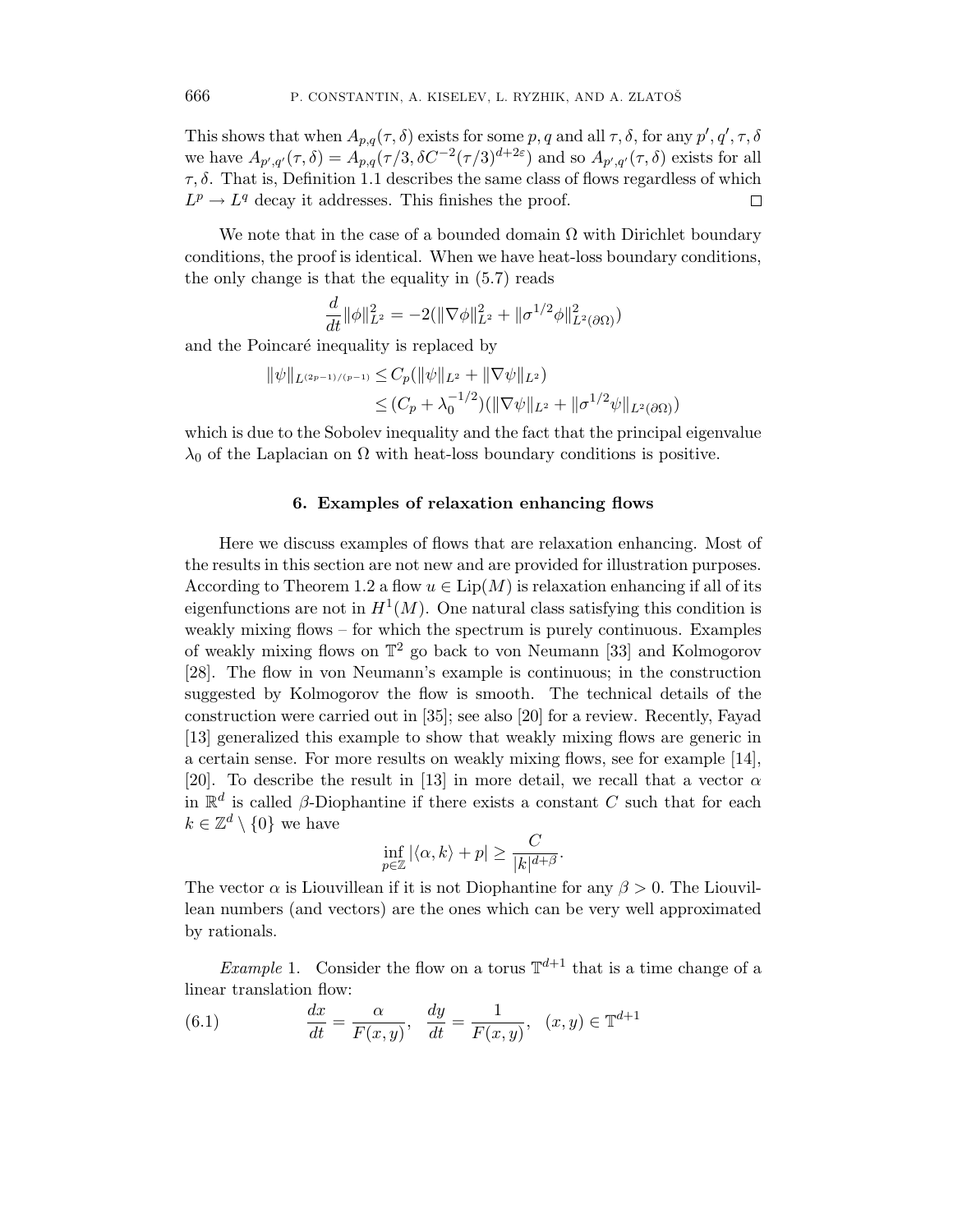This shows that when $A_{p,q}(\tau,\delta)$ exists for some $p,q$ and all $\tau,\delta$, for any $p',q',\tau,\delta$ we have $A_{p',q'}(\tau,\delta) = A_{p,q}(\tau/3, \delta C^{-2}(\tau/3)^{d+2\varepsilon})$ and so $A_{p',q'}(\tau,\delta)$ exists for all $\tau,\delta$. That is, Definition 1.1 describes the same class of flows regardless of which $L^p \to L^q$ decay it addresses. This finishes the proof. □

We note that in the case of a bounded domain $\Omega$ with Dirichlet boundary conditions, the proof is identical. When we have heat-loss boundary conditions, the only change is that the equality in (5.7) reads

$$\frac{d}{dt}\|\phi\|_{L^2}^2 = -2(\|\nabla\phi\|_{L^2}^2 + \|\sigma^{1/2}\phi\|_{L^2(\partial\Omega)}^2)$$

and the Poincaré inequality is replaced by

$$\begin{aligned}\|\psi\|_{L^{(2p-1)/(p-1)}} &\le C_p(\|\psi\|_{L^2} + \|\nabla\psi\|_{L^2}) \\ &\le (C_p + \lambda_0^{-1/2})(\|\nabla\psi\|_{L^2} + \|\sigma^{1/2}\psi\|_{L^2(\partial\Omega)})\end{aligned}$$

which is due to the Sobolev inequality and the fact that the principal eigenvalue $\lambda_0$ of the Laplacian on $\Omega$ with heat-loss boundary conditions is positive.

## 6. Examples of relaxation enhancing flows

Here we discuss examples of flows that are relaxation enhancing. Most of the results in this section are not new and are provided for illustration purposes. According to Theorem 1.2 a flow $u \in \mathrm{Lip}(M)$ is relaxation enhancing if all of its eigenfunctions are not in $H^1(M)$. One natural class satisfying this condition is weakly mixing flows – for which the spectrum is purely continuous. Examples of weakly mixing flows on $\mathbb{T}^2$ go back to von Neumann [33] and Kolmogorov [28]. The flow in von Neumann's example is continuous; in the construction suggested by Kolmogorov the flow is smooth. The technical details of the construction were carried out in [35]; see also [20] for a review. Recently, Fayad [13] generalized this example to show that weakly mixing flows are generic in a certain sense. For more results on weakly mixing flows, see for example [14], [20]. To describe the result in [13] in more detail, we recall that a vector $\alpha$ in $\mathbb{R}^d$ is called $\beta$-Diophantine if there exists a constant $C$ such that for each $k \in \mathbb{Z}^d \setminus \{0\}$ we have

$$\inf_{p\in\mathbb{Z}} |\langle \alpha, k\rangle + p| \ge \frac{C}{|k|^{d+\beta}}.$$

The vector $\alpha$ is Liouvillean if it is not Diophantine for any $\beta > 0$. The Liouvillean numbers (and vectors) are the ones which can be very well approximated by rationals.

*Example* 1. Consider the flow on a torus $\mathbb{T}^{d+1}$ that is a time change of a linear translation flow:

$$\frac{dx}{dt} = \frac{\alpha}{F(x,y)}, \quad \frac{dy}{dt} = \frac{1}{F(x,y)}, \quad (x,y) \in \mathbb{T}^{d+1} \tag{6.1}$$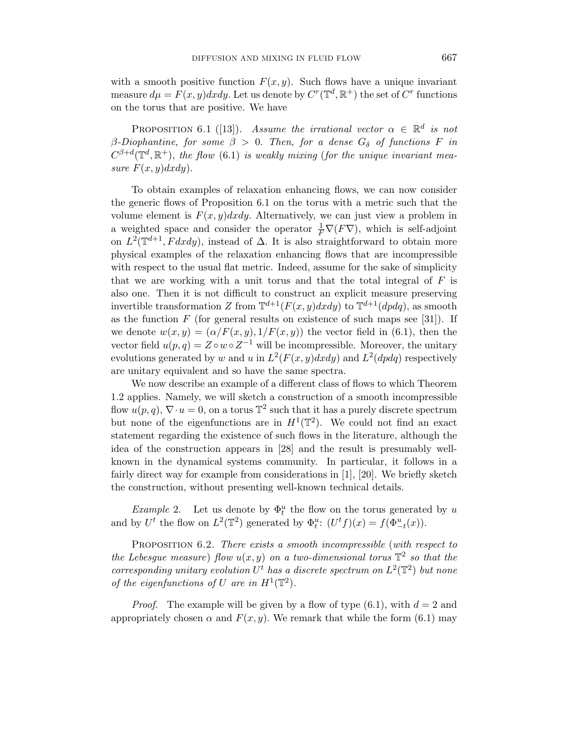with a smooth positive function $F(x, y)$. Such flows have a unique invariant measure $d\mu = F(x, y)dxdy$. Let us denote by $C^r(\mathbb{T}^d, \mathbb{R}^+)$ the set of $C^r$ functions on the torus that are positive. We have

PROPOSITION 6.1 ([13]). *Assume the irrational vector $\alpha \in \mathbb{R}^d$ is not $\beta$-Diophantine, for some $\beta > 0$. Then, for a dense $G_\delta$ of functions $F$ in $C^{\beta+d}(\mathbb{T}^d, \mathbb{R}^+)$, the flow* (6.1) *is weakly mixing* (*for the unique invariant measure $F(x, y)dxdy$*).

To obtain examples of relaxation enhancing flows, we can now consider the generic flows of Proposition 6.1 on the torus with a metric such that the volume element is $F(x, y)dxdy$. Alternatively, we can just view a problem in a weighted space and consider the operator $\frac{1}{F}\nabla(F\nabla)$, which is self-adjoint on $L^2(\mathbb{T}^{d+1}, Fdxdy)$, instead of $\Delta$. It is also straightforward to obtain more physical examples of the relaxation enhancing flows that are incompressible with respect to the usual flat metric. Indeed, assume for the sake of simplicity that we are working with a unit torus and that the total integral of $F$ is also one. Then it is not difficult to construct an explicit measure preserving invertible transformation $Z$ from $\mathbb{T}^{d+1}(F(x, y)dxdy)$ to $\mathbb{T}^{d+1}(dpdq)$, as smooth as the function $F$ (for general results on existence of such maps see [31]). If we denote $w(x, y) = (\alpha/F(x, y), 1/F(x, y))$ the vector field in (6.1), then the vector field $u(p, q) = Z \circ w \circ Z^{-1}$ will be incompressible. Moreover, the unitary evolutions generated by $w$ and $u$ in $L^2(F(x, y)dxdy)$ and $L^2(dpdq)$ respectively are unitary equivalent and so have the same spectra.

We now describe an example of a different class of flows to which Theorem 1.2 applies. Namely, we will sketch a construction of a smooth incompressible flow $u(p, q)$, $\nabla \cdot u = 0$, on a torus $\mathbb{T}^2$ such that it has a purely discrete spectrum but none of the eigenfunctions are in $H^1(\mathbb{T}^2)$. We could not find an exact statement regarding the existence of such flows in the literature, although the idea of the construction appears in [28] and the result is presumably well-known in the dynamical systems community. In particular, it follows in a fairly direct way for example from considerations in [1], [20]. We briefly sketch the construction, without presenting well-known technical details.

*Example* 2. Let us denote by $\Phi_t^u$ the flow on the torus generated by $u$ and by $U^t$ the flow on $L^2(\mathbb{T}^2)$ generated by $\Phi_t^u$: $(U^t f)(x) = f(\Phi_{-t}^u(x))$.

PROPOSITION 6.2. *There exists a smooth incompressible* (*with respect to the Lebesgue measure*) *flow $u(x, y)$ on a two-dimensional torus $\mathbb{T}^2$ so that the corresponding unitary evolution $U^t$ has a discrete spectrum on $L^2(\mathbb{T}^2)$ but none of the eigenfunctions of $U$ are in $H^1(\mathbb{T}^2)$.*

*Proof.* The example will be given by a flow of type (6.1), with $d = 2$ and appropriately chosen $\alpha$ and $F(x, y)$. We remark that while the form (6.1) may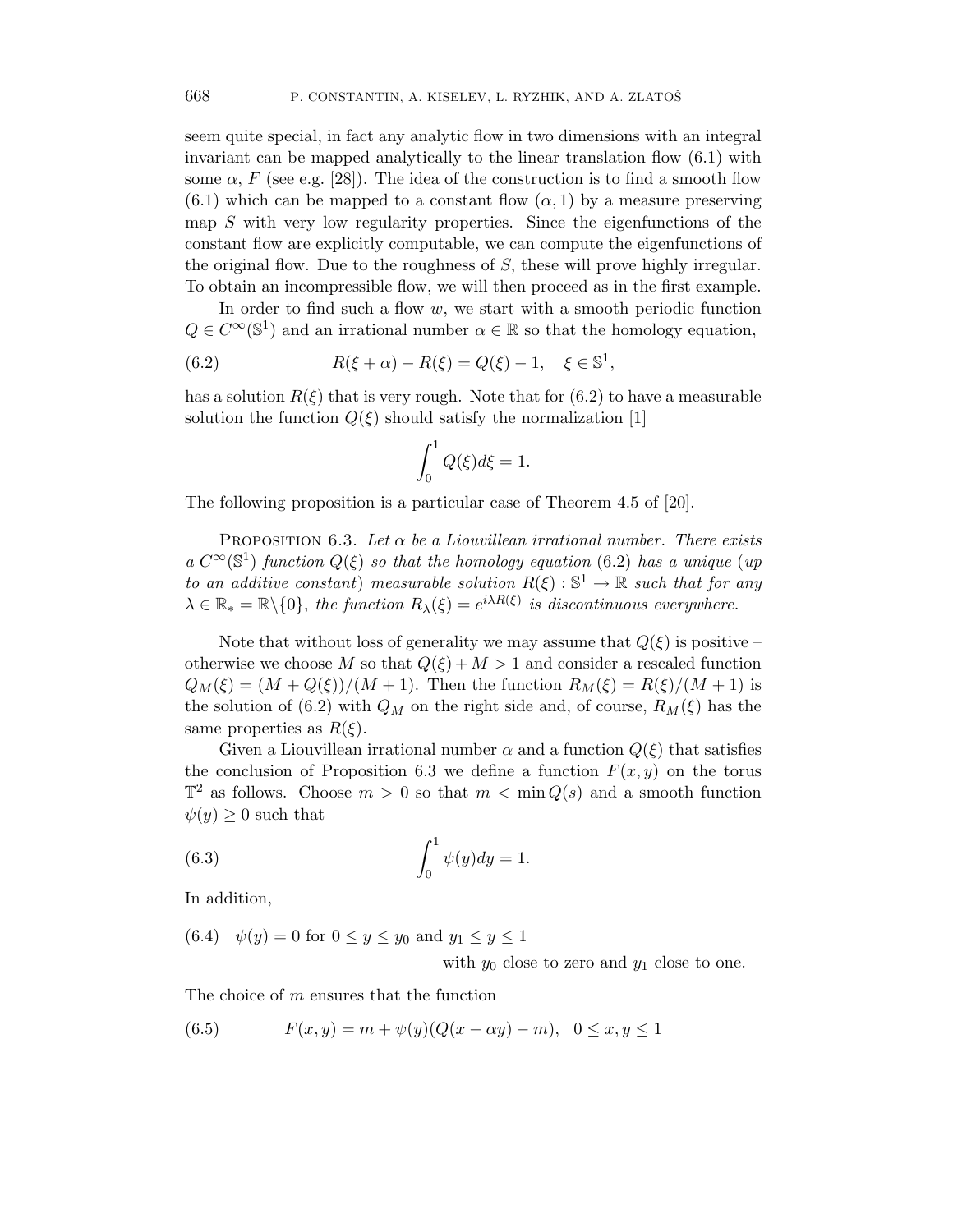seem quite special, in fact any analytic flow in two dimensions with an integral invariant can be mapped analytically to the linear translation flow (6.1) with some $\alpha$, $F$ (see e.g. [28]). The idea of the construction is to find a smooth flow (6.1) which can be mapped to a constant flow $(\alpha, 1)$ by a measure preserving map $S$ with very low regularity properties. Since the eigenfunctions of the constant flow are explicitly computable, we can compute the eigenfunctions of the original flow. Due to the roughness of $S$, these will prove highly irregular. To obtain an incompressible flow, we will then proceed as in the first example.

In order to find such a flow $w$, we start with a smooth periodic function $Q \in C^\infty(\mathbb{S}^1)$ and an irrational number $\alpha \in \mathbb{R}$ so that the homology equation,

$$R(\xi + \alpha) - R(\xi) = Q(\xi) - 1, \quad \xi \in \mathbb{S}^1, \tag{6.2}$$

has a solution $R(\xi)$ that is very rough. Note that for (6.2) to have a measurable solution the function $Q(\xi)$ should satisfy the normalization [1]

$$\int_0^1 Q(\xi) d\xi = 1.$$

The following proposition is a particular case of Theorem 4.5 of [20].

Proposition 6.3. *Let $\alpha$ be a Liouvillean irrational number. There exists a $C^\infty(\mathbb{S}^1)$ function $Q(\xi)$ so that the homology equation* (6.2) *has a unique* (*up to an additive constant*) *measurable solution $R(\xi) : \mathbb{S}^1 \to \mathbb{R}$ such that for any $\lambda \in \mathbb{R}_* = \mathbb{R}\backslash\{0\}$, the function $R_\lambda(\xi) = e^{i\lambda R(\xi)}$ is discontinuous everywhere.*

Note that without loss of generality we may assume that $Q(\xi)$ is positive – otherwise we choose $M$ so that $Q(\xi) + M > 1$ and consider a rescaled function $Q_M(\xi) = (M + Q(\xi))/(M + 1)$. Then the function $R_M(\xi) = R(\xi)/(M + 1)$ is the solution of (6.2) with $Q_M$ on the right side and, of course, $R_M(\xi)$ has the same properties as $R(\xi)$.

Given a Liouvillean irrational number $\alpha$ and a function $Q(\xi)$ that satisfies the conclusion of Proposition 6.3 we define a function $F(x, y)$ on the torus $\mathbb{T}^2$ as follows. Choose $m > 0$ so that $m < \min Q(s)$ and a smooth function $\psi(y) \geq 0$ such that

$$\int_0^1 \psi(y) dy = 1. \tag{6.3}$$

In addition,

$$\psi(y) = 0 \text{ for } 0 \leq y \leq y_0 \text{ and } y_1 \leq y \leq 1 \quad \text{with } y_0 \text{ close to zero and } y_1 \text{ close to one.} \tag{6.4}$$

The choice of $m$ ensures that the function

$$F(x, y) = m + \psi(y)(Q(x - \alpha y) - m), \quad 0 \leq x, y \leq 1 \tag{6.5}$$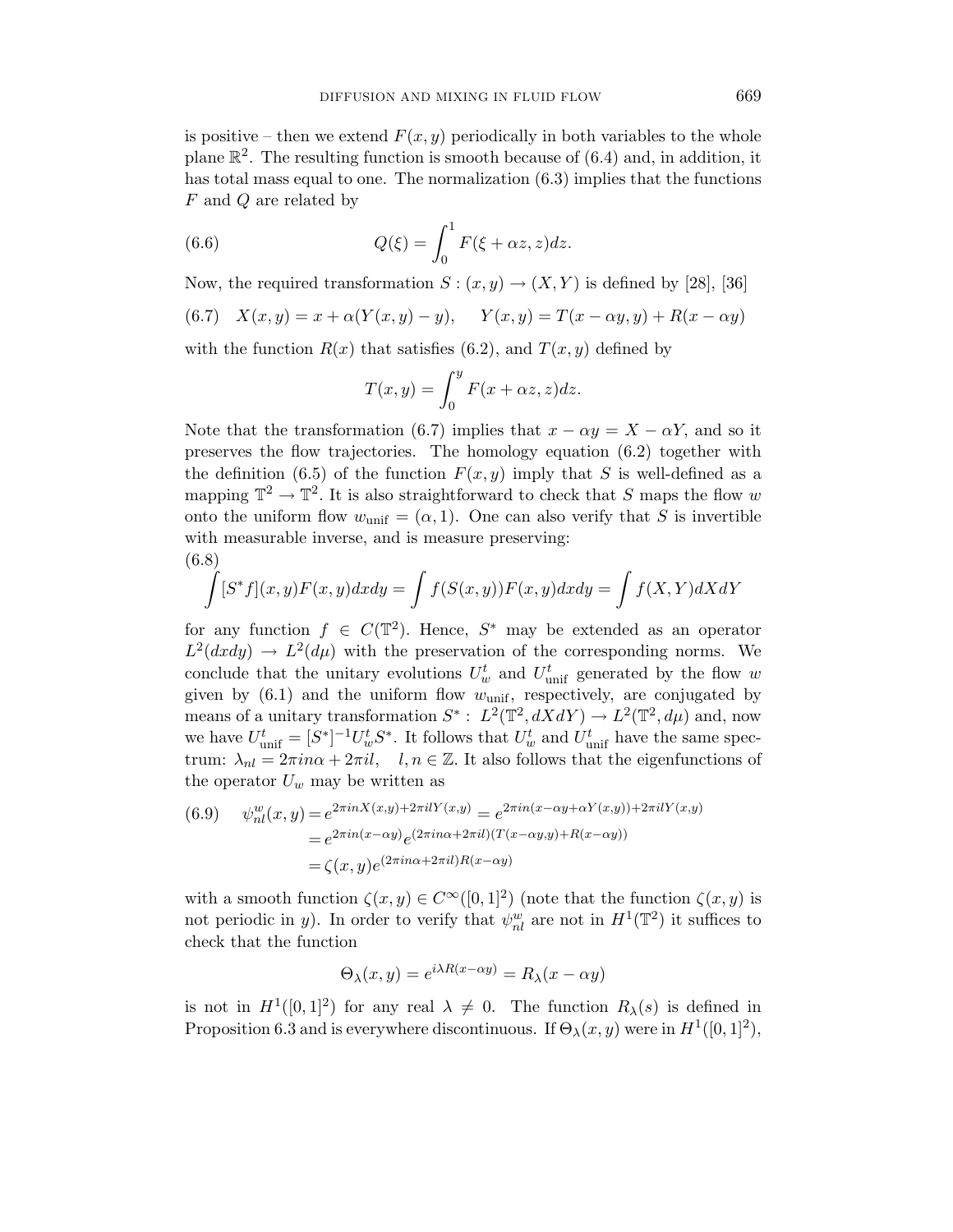is positive – then we extend $F(x, y)$ periodically in both variables to the whole plane $\mathbb{R}^2$. The resulting function is smooth because of (6.4) and, in addition, it has total mass equal to one. The normalization (6.3) implies that the functions $F$ and $Q$ are related by

$$Q(\xi) = \int_0^1 F(\xi + \alpha z, z)dz. \tag{6.6}$$

Now, the required transformation $S : (x, y) \to (X, Y)$ is defined by [28], [36]

$$X(x, y) = x + \alpha(Y(x, y) - y), \quad Y(x, y) = T(x - \alpha y, y) + R(x - \alpha y) \tag{6.7}$$

with the function $R(x)$ that satisfies (6.2), and $T(x, y)$ defined by

$$T(x, y) = \int_0^y F(x + \alpha z, z)dz.$$

Note that the transformation (6.7) implies that $x - \alpha y = X - \alpha Y$, and so it preserves the flow trajectories. The homology equation (6.2) together with the definition (6.5) of the function $F(x, y)$ imply that $S$ is well-defined as a mapping $\mathbb{T}^2 \to \mathbb{T}^2$. It is also straightforward to check that $S$ maps the flow $w$ onto the uniform flow $w_{\text{unif}} = (\alpha, 1)$. One can also verify that $S$ is invertible with measurable inverse, and is measure preserving:

$$\int [S^* f](x, y)F(x, y)dxdy = \int f(S(x, y))F(x, y)dxdy = \int f(X, Y)dXdY \tag{6.8}$$

for any function $f \in C(\mathbb{T}^2)$. Hence, $S^*$ may be extended as an operator $L^2(dxdy) \to L^2(d\mu)$ with the preservation of the corresponding norms. We conclude that the unitary evolutions $U_w^t$ and $U_{\text{unif}}^t$ generated by the flow $w$ given by (6.1) and the uniform flow $w_{\text{unif}}$, respectively, are conjugated by means of a unitary transformation $S^* :\ L^2(\mathbb{T}^2, dXdY) \to L^2(\mathbb{T}^2, d\mu)$ and, now we have $U_{\text{unif}}^t = [S^*]^{-1} U_w^t S^*$. It follows that $U_w^t$ and $U_{\text{unif}}^t$ have the same spectrum: $\lambda_{nl} = 2\pi i n\alpha + 2\pi i l, \quad l, n \in \mathbb{Z}$. It also follows that the eigenfunctions of the operator $U_w$ may be written as

$$\begin{aligned}\psi_{nl}^w(x, y) &= e^{2\pi i n X(x,y) + 2\pi i l Y(x,y)} = e^{2\pi i n(x - \alpha y + \alpha Y(x,y)) + 2\pi i l Y(x,y)} \\ &= e^{2\pi i n(x-\alpha y)} e^{(2\pi i n\alpha + 2\pi i l)(T(x-\alpha y, y) + R(x - \alpha y))} \\ &= \zeta(x, y) e^{(2\pi i n\alpha + 2\pi i l) R(x-\alpha y)}\end{aligned} \tag{6.9}$$

with a smooth function $\zeta(x, y) \in C^\infty([0, 1]^2)$ (note that the function $\zeta(x, y)$ is not periodic in $y$). In order to verify that $\psi_{nl}^w$ are not in $H^1(\mathbb{T}^2)$ it suffices to check that the function

$$\Theta_\lambda(x, y) = e^{i\lambda R(x - \alpha y)} = R_\lambda(x - \alpha y)$$

is not in $H^1([0, 1]^2)$ for any real $\lambda \neq 0$. The function $R_\lambda(s)$ is defined in Proposition 6.3 and is everywhere discontinuous. If $\Theta_\lambda(x, y)$ were in $H^1([0, 1]^2)$,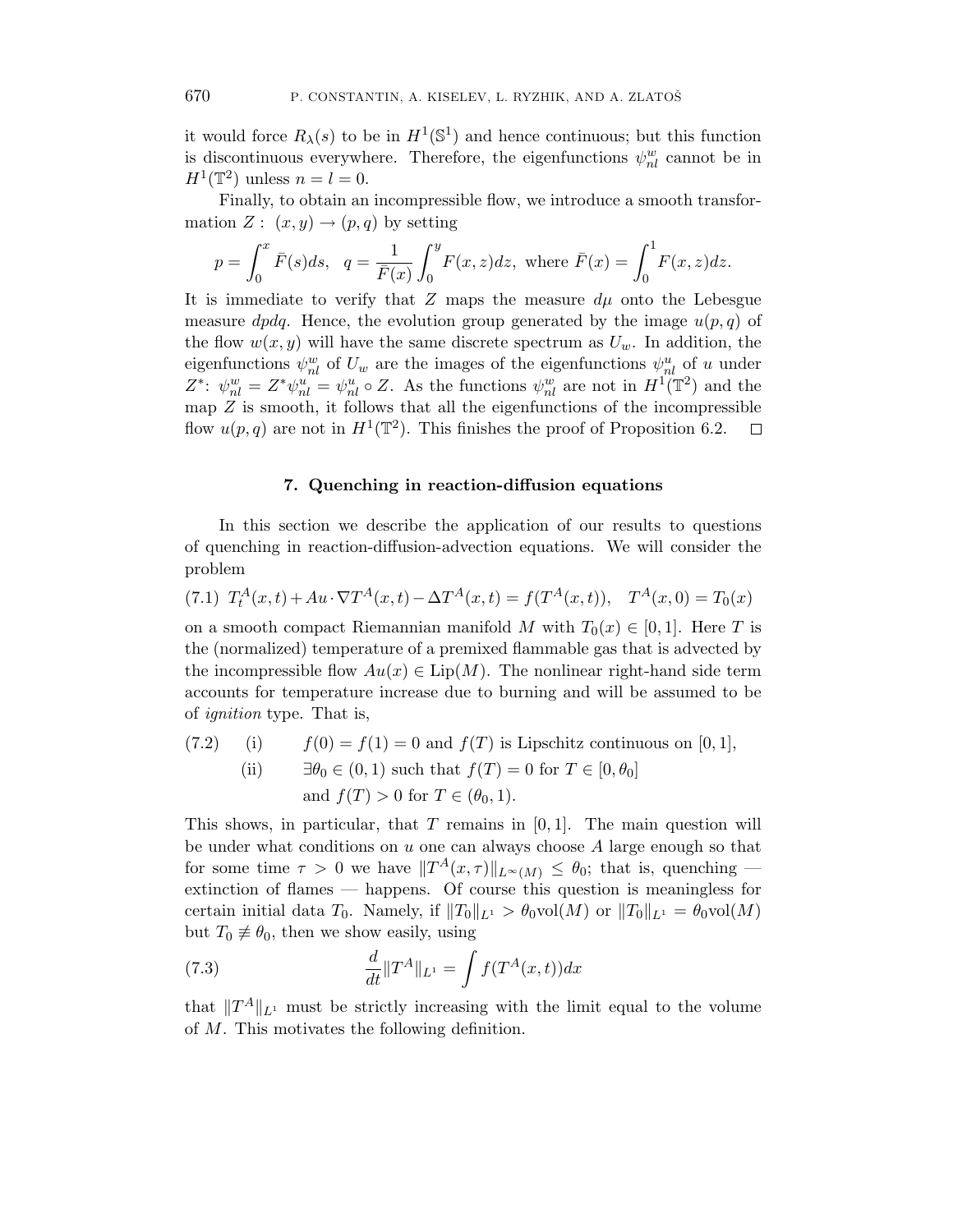it would force $R_\lambda(s)$ to be in $H^1(\mathbb{S}^1)$ and hence continuous; but this function is discontinuous everywhere. Therefore, the eigenfunctions $\psi^w_{nl}$ cannot be in $H^1(\mathbb{T}^2)$ unless $n = l = 0$.

Finally, to obtain an incompressible flow, we introduce a smooth transformation $Z: \ (x,y) \to (p,q)$ by setting

$$p = \int_0^x \bar{F}(s)ds, \quad q = \frac{1}{\bar{F}(x)} \int_0^y F(x,z)dz, \text{ where } \bar{F}(x) = \int_0^1 F(x,z)dz.$$

It is immediate to verify that $Z$ maps the measure $d\mu$ onto the Lebesgue measure $dpdq$. Hence, the evolution group generated by the image $u(p,q)$ of the flow $w(x,y)$ will have the same discrete spectrum as $U_w$. In addition, the eigenfunctions $\psi^w_{nl}$ of $U_w$ are the images of the eigenfunctions $\psi^u_{nl}$ of $u$ under $Z^*$: $\psi^w_{nl} = Z^*\psi^u_{nl} = \psi^u_{nl} \circ Z$. As the functions $\psi^w_{nl}$ are not in $H^1(\mathbb{T}^2)$ and the map $Z$ is smooth, it follows that all the eigenfunctions of the incompressible flow $u(p,q)$ are not in $H^1(\mathbb{T}^2)$. This finishes the proof of Proposition 6.2. $\square$

## 7. Quenching in reaction-diffusion equations

In this section we describe the application of our results to questions of quenching in reaction-diffusion-advection equations. We will consider the problem

$$T^A_t(x,t) + Au \cdot \nabla T^A(x,t) - \Delta T^A(x,t) = f(T^A(x,t)), \quad T^A(x,0) = T_0(x) \tag{7.1}$$

on a smooth compact Riemannian manifold $M$ with $T_0(x) \in [0,1]$. Here $T$ is the (normalized) temperature of a premixed flammable gas that is advected by the incompressible flow $Au(x) \in \mathrm{Lip}(M)$. The nonlinear right-hand side term accounts for temperature increase due to burning and will be assumed to be of *ignition* type. That is,

(7.2) (i) $f(0) = f(1) = 0$ and $f(T)$ is Lipschitz continuous on $[0,1]$,

(ii) $\exists \theta_0 \in (0,1)$ such that $f(T) = 0$ for $T \in [0, \theta_0]$ and $f(T) > 0$ for $T \in (\theta_0, 1)$.

This shows, in particular, that $T$ remains in $[0,1]$. The main question will be under what conditions on $u$ one can always choose $A$ large enough so that for some time $\tau > 0$ we have $\|T^A(x,\tau)\|_{L^\infty(M)} \le \theta_0$; that is, quenching — extinction of flames — happens. Of course this question is meaningless for certain initial data $T_0$. Namely, if $\|T_0\|_{L^1} > \theta_0 \mathrm{vol}(M)$ or $\|T_0\|_{L^1} = \theta_0 \mathrm{vol}(M)$ but $T_0 \not\equiv \theta_0$, then we show easily, using

$$\frac{d}{dt}\|T^A\|_{L^1} = \int f(T^A(x,t))dx \tag{7.3}$$

that $\|T^A\|_{L^1}$ must be strictly increasing with the limit equal to the volume of $M$. This motivates the following definition.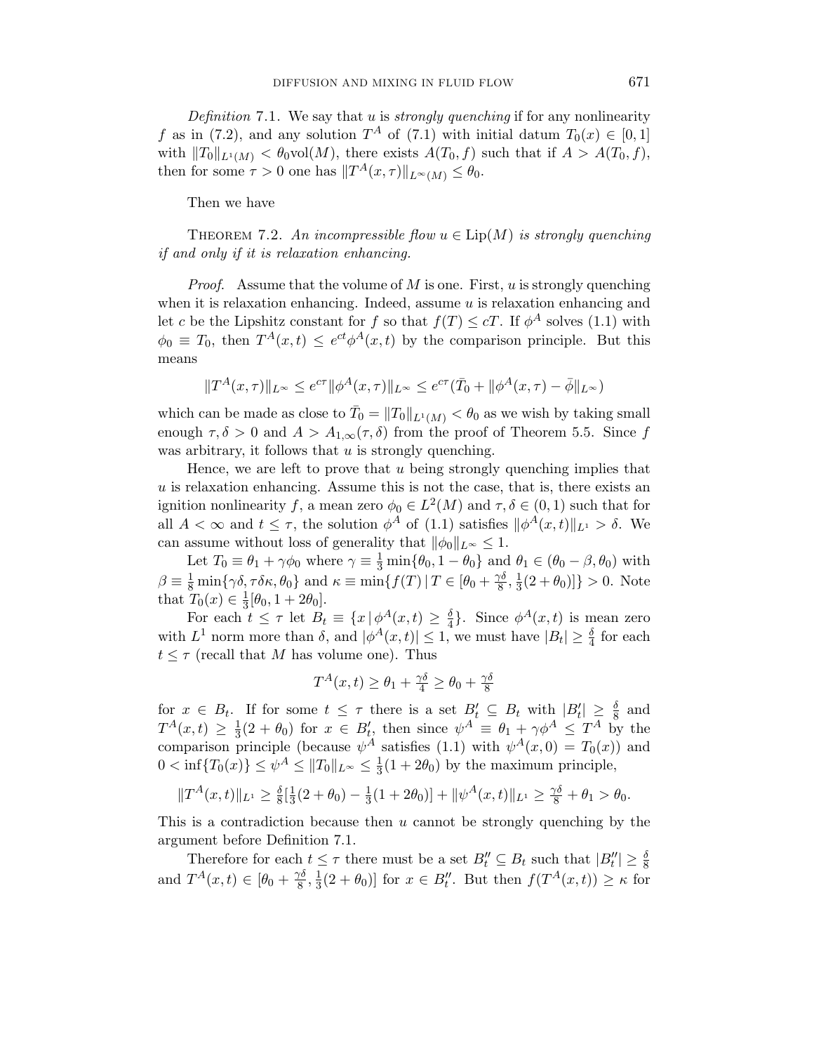*Definition* 7.1. We say that $u$ is *strongly quenching* if for any nonlinearity $f$ as in (7.2), and any solution $T^A$ of (7.1) with initial datum $T_0(x) \in [0,1]$ with $\|T_0\|_{L^1(M)} < \theta_0 \text{vol}(M)$, there exists $A(T_0, f)$ such that if $A > A(T_0, f)$, then for some $\tau > 0$ one has $\|T^A(x,\tau)\|_{L^\infty(M)} \le \theta_0$.

Then we have

THEOREM 7.2. *An incompressible flow $u \in \text{Lip}(M)$ is strongly quenching if and only if it is relaxation enhancing.*

*Proof*. Assume that the volume of $M$ is one. First, $u$ is strongly quenching when it is relaxation enhancing. Indeed, assume $u$ is relaxation enhancing and let $c$ be the Lipshitz constant for $f$ so that $f(T) \le cT$. If $\phi^A$ solves (1.1) with $\phi_0 \equiv T_0$, then $T^A(x,t) \le e^{ct}\phi^A(x,t)$ by the comparison principle. But this means

$$\|T^A(x,\tau)\|_{L^\infty} \le e^{c\tau}\|\phi^A(x,\tau)\|_{L^\infty} \le e^{c\tau}(\bar{T}_0 + \|\phi^A(x,\tau) - \bar{\phi}\|_{L^\infty})$$

which can be made as close to $\bar{T}_0 = \|T_0\|_{L^1(M)} < \theta_0$ as we wish by taking small enough $\tau, \delta > 0$ and $A > A_{1,\infty}(\tau,\delta)$ from the proof of Theorem 5.5. Since $f$ was arbitrary, it follows that $u$ is strongly quenching.

Hence, we are left to prove that $u$ being strongly quenching implies that $u$ is relaxation enhancing. Assume this is not the case, that is, there exists an ignition nonlinearity $f$, a mean zero $\phi_0 \in L^2(M)$ and $\tau, \delta \in (0,1)$ such that for all $A < \infty$ and $t \le \tau$, the solution $\phi^A$ of (1.1) satisfies $\|\phi^A(x,t)\|_{L^1} > \delta$. We can assume without loss of generality that $\|\phi_0\|_{L^\infty} \le 1$.

Let $T_0 \equiv \theta_1 + \gamma\phi_0$ where $\gamma \equiv \frac{1}{3}\min\{\theta_0, 1-\theta_0\}$ and $\theta_1 \in (\theta_0 - \beta, \theta_0)$ with $\beta \equiv \frac{1}{8}\min\{\gamma\delta, \tau\delta\kappa, \theta_0\}$ and $\kappa \equiv \min\{f(T) \,|\, T \in [\theta_0 + \frac{\gamma\delta}{8}, \frac{1}{3}(2+\theta_0)]\} > 0$. Note that $T_0(x) \in \frac{1}{3}[\theta_0, 1+2\theta_0]$.

For each $t \le \tau$ let $B_t \equiv \{x \,|\, \phi^A(x,t) \ge \frac{\delta}{4}\}$. Since $\phi^A(x,t)$ is mean zero with $L^1$ norm more than $\delta$, and $|\phi^A(x,t)| \le 1$, we must have $|B_t| \ge \frac{\delta}{4}$ for each $t \le \tau$ (recall that $M$ has volume one). Thus

$$T^A(x,t) \ge \theta_1 + \tfrac{\gamma\delta}{4} \ge \theta_0 + \tfrac{\gamma\delta}{8}$$

for $x \in B_t$. If for some $t \le \tau$ there is a set $B'_t \subseteq B_t$ with $|B'_t| \ge \frac{\delta}{8}$ and $T^A(x,t) \ge \frac{1}{3}(2+\theta_0)$ for $x \in B'_t$, then since $\psi^A \equiv \theta_1 + \gamma\phi^A \le T^A$ by the comparison principle (because $\psi^A$ satisfies (1.1) with $\psi^A(x,0) = T_0(x)$) and $0 < \inf\{T_0(x)\} \le \psi^A \le \|T_0\|_{L^\infty} \le \frac{1}{3}(1+2\theta_0)$ by the maximum principle,

$$\|T^A(x,t)\|_{L^1} \ge \tfrac{\delta}{8}[\tfrac{1}{3}(2+\theta_0) - \tfrac{1}{3}(1+2\theta_0)] + \|\psi^A(x,t)\|_{L^1} \ge \tfrac{\gamma\delta}{8} + \theta_1 > \theta_0.$$

This is a contradiction because then $u$ cannot be strongly quenching by the argument before Definition 7.1.

Therefore for each $t \le \tau$ there must be a set $B''_t \subseteq B_t$ such that $|B''_t| \ge \frac{\delta}{8}$ and $T^A(x,t) \in [\theta_0 + \frac{\gamma\delta}{8}, \frac{1}{3}(2+\theta_0)]$ for $x \in B''_t$. But then $f(T^A(x,t)) \ge \kappa$ for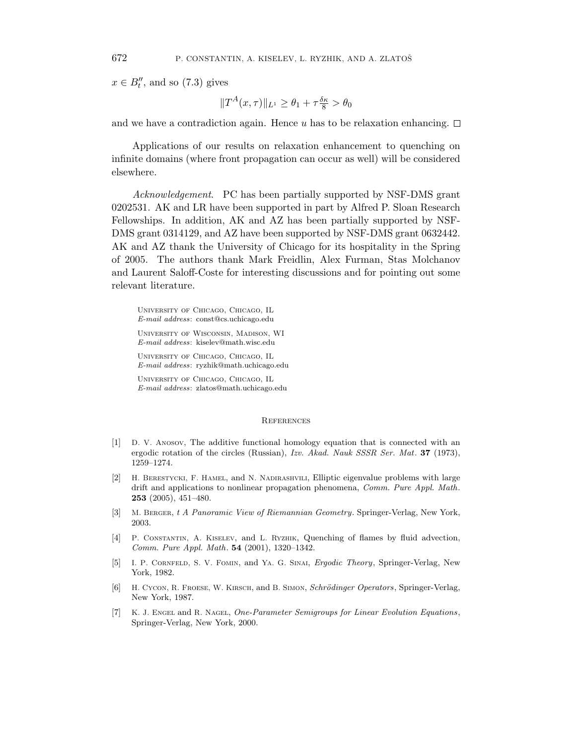$x \in B_t''$, and so (7.3) gives

$$\|T^A(x,\tau)\|_{L^1} \geq \theta_1 + \tau\tfrac{\delta\kappa}{8} > \theta_0$$

and we have a contradiction again. Hence $u$ has to be relaxation enhancing. □

Applications of our results on relaxation enhancement to quenching on infinite domains (where front propagation can occur as well) will be considered elsewhere.

*Acknowledgement*. PC has been partially supported by NSF-DMS grant 0202531. AK and LR have been supported in part by Alfred P. Sloan Research Fellowships. In addition, AK and AZ has been partially supported by NSF-DMS grant 0314129, and AZ have been supported by NSF-DMS grant 0632442. AK and AZ thank the University of Chicago for its hospitality in the Spring of 2005. The authors thank Mark Freidlin, Alex Furman, Stas Molchanov and Laurent Saloff-Coste for interesting discussions and for pointing out some relevant literature.

University of Chicago, Chicago, IL
*E-mail address*: const@cs.uchicago.edu

University of Wisconsin, Madison, WI
*E-mail address*: kiselev@math.wisc.edu

University of Chicago, Chicago, IL
*E-mail address*: ryzhik@math.uchicago.edu

University of Chicago, Chicago, IL
*E-mail address*: zlatos@math.uchicago.edu

## References

[1] D. V. Anosov, The additive functional homology equation that is connected with an ergodic rotation of the circles (Russian), *Izv. Akad. Nauk SSSR Ser. Mat*. **37** (1973), 1259–1274.

[2] H. Berestycki, F. Hamel, and N. Nadirashvili, Elliptic eigenvalue problems with large drift and applications to nonlinear propagation phenomena, *Comm. Pure Appl. Math.* **253** (2005), 451–480.

[3] M. Berger, *t A Panoramic View of Riemannian Geometry*. Springer-Verlag, New York, 2003.

[4] P. Constantin, A. Kiselev, and L. Ryzhik, Quenching of flames by fluid advection, *Comm. Pure Appl. Math.* **54** (2001), 1320–1342.

[5] I. P. Cornfeld, S. V. Fomin, and Ya. G. Sinai, *Ergodic Theory*, Springer-Verlag, New York, 1982.

[6] H. Cycon, R. Froese, W. Kirsch, and B. Simon, *Schrödinger Operators*, Springer-Verlag, New York, 1987.

[7] K. J. Engel and R. Nagel, *One-Parameter Semigroups for Linear Evolution Equations*, Springer-Verlag, New York, 2000.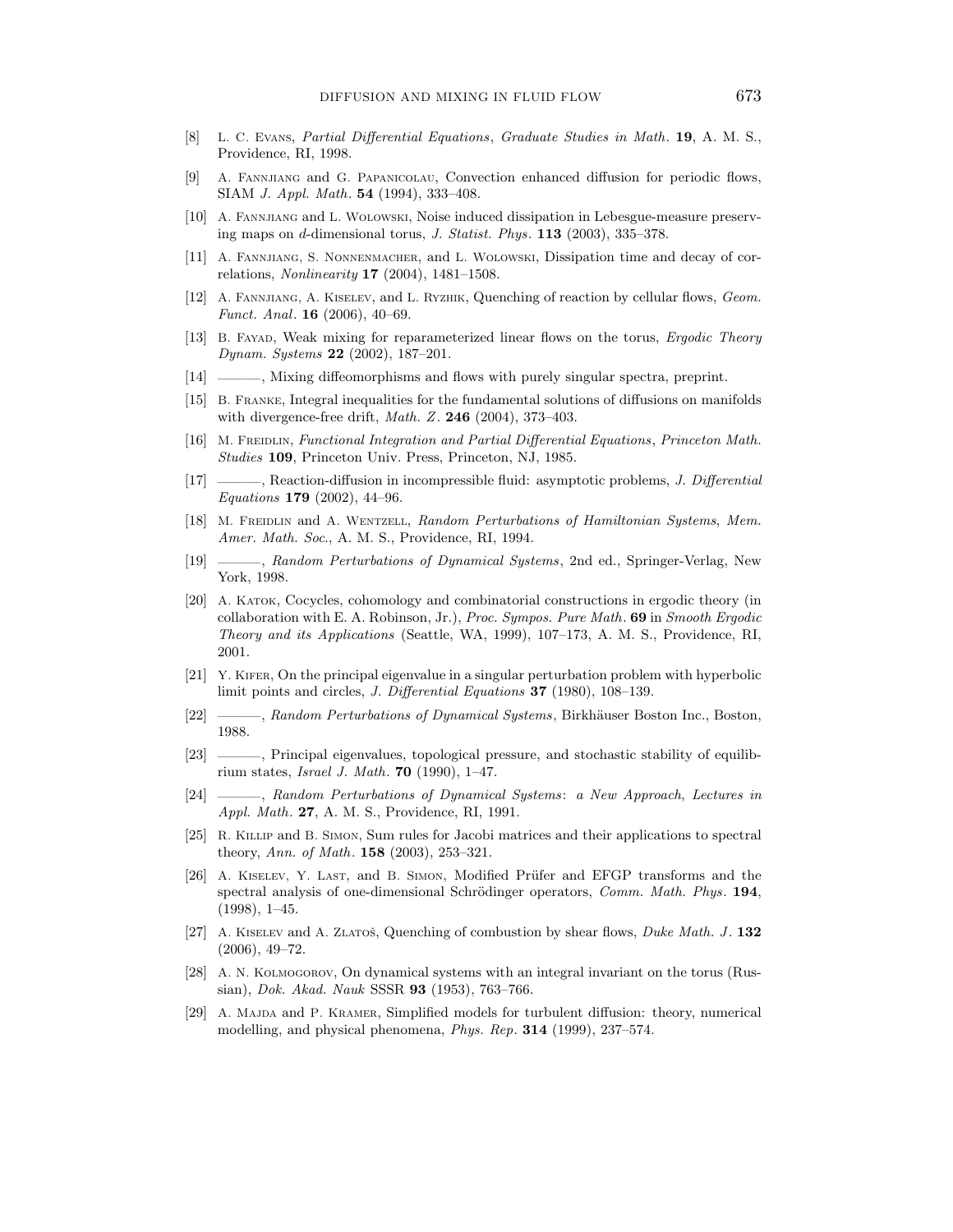[8] L. C. Evans, *Partial Differential Equations*, *Graduate Studies in Math.* **19**, A. M. S., Providence, RI, 1998.

[9] A. Fannjiang and G. Papanicolau, Convection enhanced diffusion for periodic flows, SIAM *J. Appl. Math.* **54** (1994), 333–408.

[10] A. Fannjiang and L. Wolowski, Noise induced dissipation in Lebesgue-measure preserving maps on $d$-dimensional torus, *J. Statist. Phys.* **113** (2003), 335–378.

[11] A. Fannjiang, S. Nonnenmacher, and L. Wolowski, Dissipation time and decay of correlations, *Nonlinearity* **17** (2004), 1481–1508.

[12] A. Fannjiang, A. Kiselev, and L. Ryzhik, Quenching of reaction by cellular flows, *Geom. Funct. Anal.* **16** (2006), 40–69.

[13] B. Fayad, Weak mixing for reparameterized linear flows on the torus, *Ergodic Theory Dynam. Systems* **22** (2002), 187–201.

[14] ———, Mixing diffeomorphisms and flows with purely singular spectra, preprint.

[15] B. Franke, Integral inequalities for the fundamental solutions of diffusions on manifolds with divergence-free drift, *Math. Z.* **246** (2004), 373–403.

[16] M. Freidlin, *Functional Integration and Partial Differential Equations*, *Princeton Math. Studies* **109**, Princeton Univ. Press, Princeton, NJ, 1985.

[17] ———, Reaction-diffusion in incompressible fluid: asymptotic problems, *J. Differential Equations* **179** (2002), 44–96.

[18] M. Freidlin and A. Wentzell, *Random Perturbations of Hamiltonian Systems*, *Mem. Amer. Math. Soc.*, A. M. S., Providence, RI, 1994.

[19] ———, *Random Perturbations of Dynamical Systems*, 2nd ed., Springer-Verlag, New York, 1998.

[20] A. Katok, Cocycles, cohomology and combinatorial constructions in ergodic theory (in collaboration with E. A. Robinson, Jr.), *Proc. Sympos. Pure Math.* **69** in *Smooth Ergodic Theory and its Applications* (Seattle, WA, 1999), 107–173, A. M. S., Providence, RI, 2001.

[21] Y. Kifer, On the principal eigenvalue in a singular perturbation problem with hyperbolic limit points and circles, *J. Differential Equations* **37** (1980), 108–139.

[22] ———, *Random Perturbations of Dynamical Systems*, Birkhäuser Boston Inc., Boston, 1988.

[23] ———, Principal eigenvalues, topological pressure, and stochastic stability of equilibrium states, *Israel J. Math.* **70** (1990), 1–47.

[24] ———, *Random Perturbations of Dynamical Systems*: *a New Approach*, *Lectures in Appl. Math.* **27**, A. M. S., Providence, RI, 1991.

[25] R. Killip and B. Simon, Sum rules for Jacobi matrices and their applications to spectral theory, *Ann. of Math.* **158** (2003), 253–321.

[26] A. Kiselev, Y. Last, and B. Simon, Modified Prüfer and EFGP transforms and the spectral analysis of one-dimensional Schrödinger operators, *Comm. Math. Phys.* **194**, (1998), 1–45.

[27] A. Kiselev and A. Zlatoš, Quenching of combustion by shear flows, *Duke Math. J.* **132** (2006), 49–72.

[28] A. N. Kolmogorov, On dynamical systems with an integral invariant on the torus (Russian), *Dok. Akad. Nauk* SSSR **93** (1953), 763–766.

[29] A. Majda and P. Kramer, Simplified models for turbulent diffusion: theory, numerical modelling, and physical phenomena, *Phys. Rep.* **314** (1999), 237–574.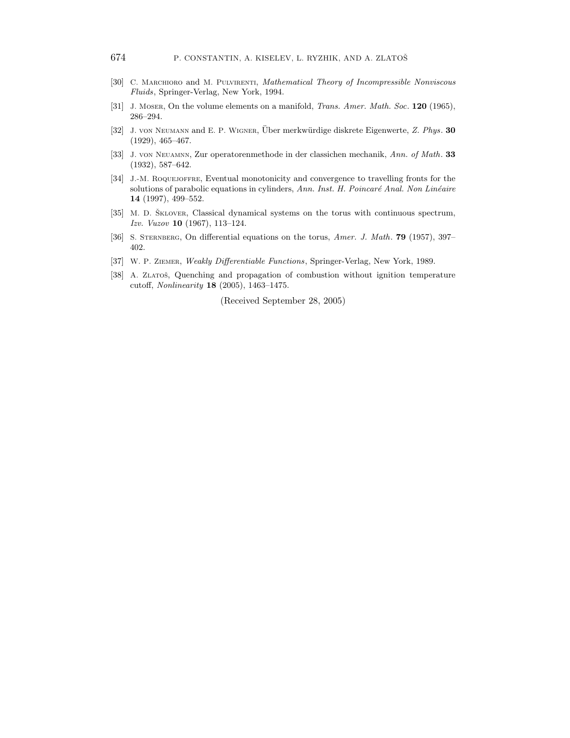[30] C. Marchioro and M. Pulvirenti, *Mathematical Theory of Incompressible Nonviscous Fluids*, Springer-Verlag, New York, 1994.

[31] J. Moser, On the volume elements on a manifold, *Trans. Amer. Math. Soc.* **120** (1965), 286–294.

[32] J. von Neumann and E. P. Wigner, Über merkwürdige diskrete Eigenwerte, *Z. Phys.* **30** (1929), 465–467.

[33] J. von Neuamnn, Zur operatorenmethode in der classichen mechanik, *Ann. of Math.* **33** (1932), 587–642.

[34] J.-M. Roquejoffre, Eventual monotonicity and convergence to travelling fronts for the solutions of parabolic equations in cylinders, *Ann. Inst. H. Poincaré Anal. Non Linéaire* **14** (1997), 499–552.

[35] M. D. Šklover, Classical dynamical systems on the torus with continuous spectrum, *Izv. Vuzov* **10** (1967), 113–124.

[36] S. Sternberg, On differential equations on the torus, *Amer. J. Math.* **79** (1957), 397–402.

[37] W. P. Ziemer, *Weakly Differentiable Functions*, Springer-Verlag, New York, 1989.

[38] A. Zlatoš, Quenching and propagation of combustion without ignition temperature cutoff, *Nonlinearity* **18** (2005), 1463–1475.

(Received September 28, 2005)